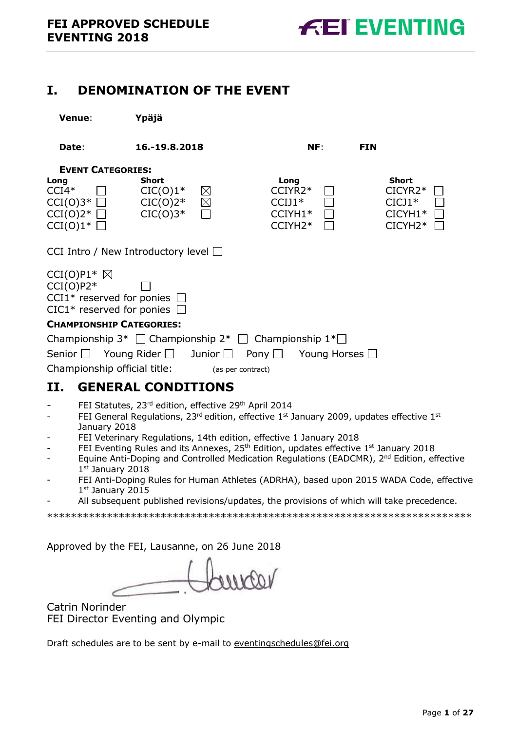# I. DENOMINATION OF THE EVENT

**Venue**: **Ypäjä**

**Date**: **16.-19.8.2018** **NF**: **FIN**

**EVENT CATEGORIES:**

| Long | | Short | | Long | | Short | |
|---|---|---|---|---|---|---|---|
| CCI4* | ☐ | CIC(O)1* | ☒ | CCIYR2* | ☐ | CICYR2* | ☐ |
| CCI(O)3* | ☐ | CIC(O)2* | ☒ | CCIJ1* | ☐ | CICJ1* | ☐ |
| CCI(O)2* | ☐ | CIC(O)3* | ☐ | CCIYH1* | ☐ | CICYH1* | ☐ |
| CCI(O)1* | ☐ | | | CCIYH2* | ☐ | CICYH2* | ☐ |

CCI Intro / New Introductory level ☐

CCI(O)P1* ☒
CCI(O)P2* ☐
CCI1* reserved for ponies ☐
CIC1* reserved for ponies ☐

**CHAMPIONSHIP CATEGORIES:**

Championship 3* ☐ Championship 2* ☐ Championship 1* ☐

Senior ☐ Young Rider ☐ Junior ☐ Pony ☐ Young Horses ☐

Championship official title: (as per contract)

# II. GENERAL CONDITIONS

- FEI Statutes, 23rd edition, effective 29th April 2014
- FEI General Regulations, 23rd edition, effective 1st January 2009, updates effective 1st January 2018
- FEI Veterinary Regulations, 14th edition, effective 1 January 2018
- FEI Eventing Rules and its Annexes, 25th Edition, updates effective 1st January 2018
- Equine Anti-Doping and Controlled Medication Regulations (EADCMR), 2nd Edition, effective 1st January 2018
- FEI Anti-Doping Rules for Human Athletes (ADRHA), based upon 2015 WADA Code, effective 1st January 2015
- All subsequent published revisions/updates, the provisions of which will take precedence.

*************************************************************************

Approved by the FEI, Lausanne, on 26 June 2018

Catrin Norinder
FEI Director Eventing and Olympic

Draft schedules are to be sent by e-mail to eventingschedules@fei.org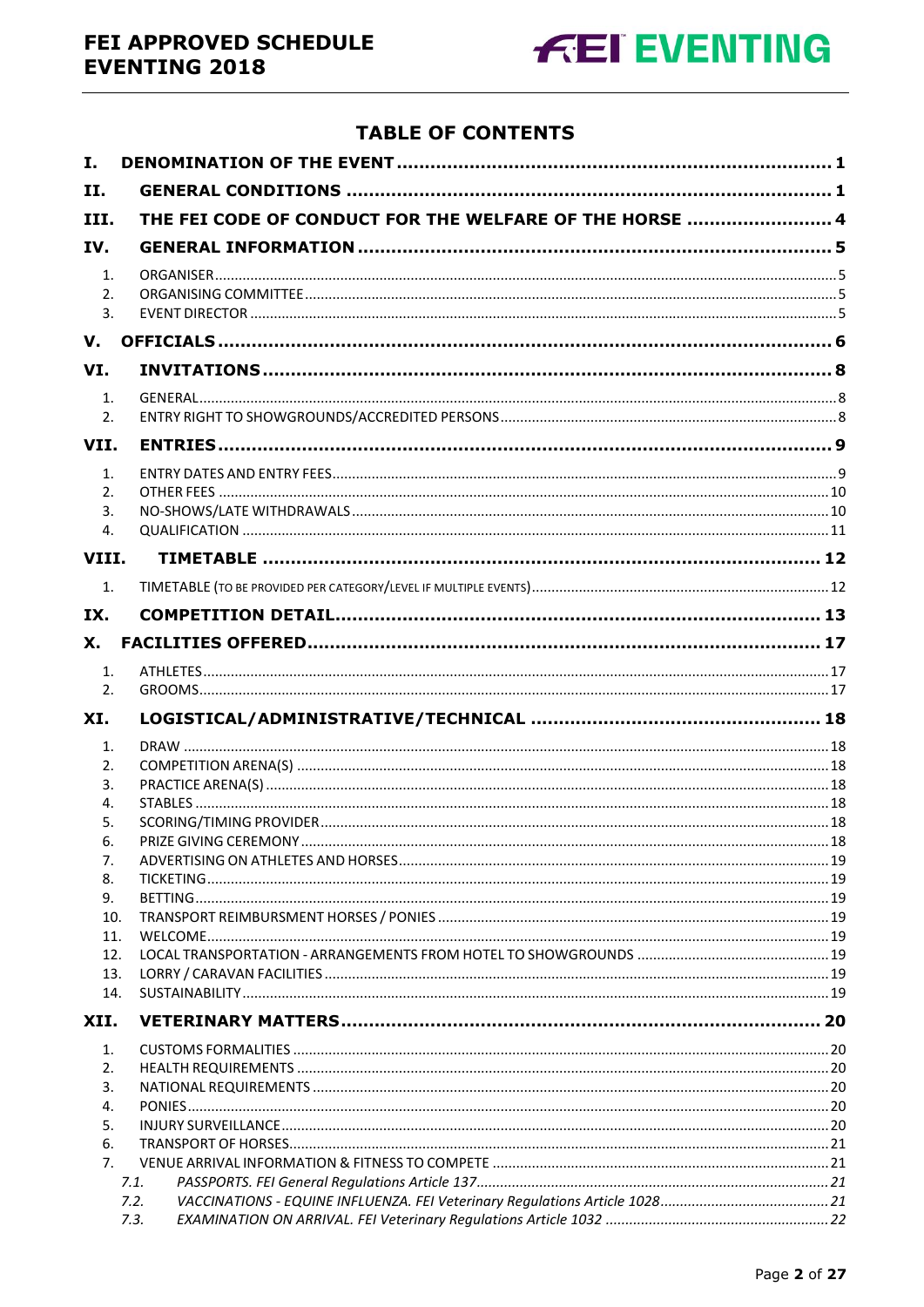## TABLE OF CONTENTS

**I. DENOMINATION OF THE EVENT** ..... 1

**II. GENERAL CONDITIONS** ..... 1

**III. THE FEI CODE OF CONDUCT FOR THE WELFARE OF THE HORSE** ..... 4

**IV. GENERAL INFORMATION** ..... 5

1. ORGANISER ..... 5
2. ORGANISING COMMITTEE ..... 5
3. EVENT DIRECTOR ..... 5

**V. OFFICIALS** ..... 6

**VI. INVITATIONS** ..... 8

1. GENERAL ..... 8
2. ENTRY RIGHT TO SHOWGROUNDS/ACCREDITED PERSONS ..... 8

**VII. ENTRIES** ..... 9

1. ENTRY DATES AND ENTRY FEES ..... 9
2. OTHER FEES ..... 10
3. NO-SHOWS/LATE WITHDRAWALS ..... 10
4. QUALIFICATION ..... 11

**VIII. TIMETABLE** ..... 12

1. TIMETABLE (TO BE PROVIDED PER CATEGORY/LEVEL IF MULTIPLE EVENTS) ..... 12

**IX. COMPETITION DETAIL** ..... 13

**X. FACILITIES OFFERED** ..... 17

1. ATHLETES ..... 17
2. GROOMS ..... 17

**XI. LOGISTICAL/ADMINISTRATIVE/TECHNICAL** ..... 18

1. DRAW ..... 18
2. COMPETITION ARENA(S) ..... 18
3. PRACTICE ARENA(S) ..... 18
4. STABLES ..... 18
5. SCORING/TIMING PROVIDER ..... 18
6. PRIZE GIVING CEREMONY ..... 18
7. ADVERTISING ON ATHLETES AND HORSES ..... 19
8. TICKETING ..... 19
9. BETTING ..... 19
10. TRANSPORT REIMBURSMENT HORSES / PONIES ..... 19
11. WELCOME ..... 19
12. LOCAL TRANSPORTATION - ARRANGEMENTS FROM HOTEL TO SHOWGROUNDS ..... 19
13. LORRY / CARAVAN FACILITIES ..... 19
14. SUSTAINABILITY ..... 19

**XII. VETERINARY MATTERS** ..... 20

1. CUSTOMS FORMALITIES ..... 20
2. HEALTH REQUIREMENTS ..... 20
3. NATIONAL REQUIREMENTS ..... 20
4. PONIES ..... 20
5. INJURY SURVEILLANCE ..... 20
6. TRANSPORT OF HORSES ..... 21
7. VENUE ARRIVAL INFORMATION & FITNESS TO COMPETE ..... 21
   - *7.1. PASSPORTS. FEI General Regulations Article 137* ..... 21
   - *7.2. VACCINATIONS - EQUINE INFLUENZA. FEI Veterinary Regulations Article 1028* ..... 21
   - *7.3. EXAMINATION ON ARRIVAL. FEI Veterinary Regulations Article 1032* ..... 22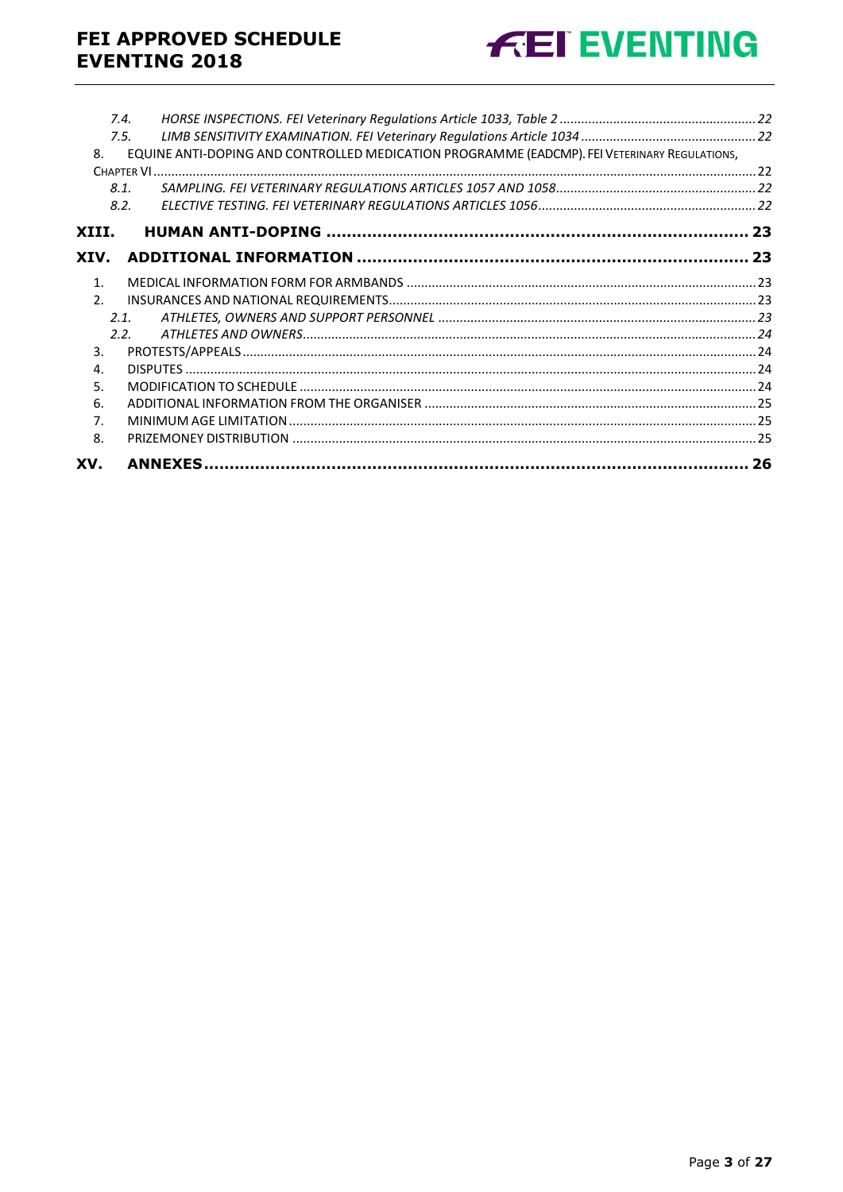7.4. *HORSE INSPECTIONS. FEI Veterinary Regulations Article 1033, Table 2* ....................................................... 22

7.5. *LIMB SENSITIVITY EXAMINATION. FEI Veterinary Regulations Article 1034* ................................................ 22

8. EQUINE ANTI-DOPING AND CONTROLLED MEDICATION PROGRAMME (EADCMP). FEI VETERINARY REGULATIONS, CHAPTER VI ........................................................................................................................................................ 22

8.1. *SAMPLING. FEI VETERINARY REGULATIONS ARTICLES 1057 AND 1058* ....................................................... 22

8.2. *ELECTIVE TESTING. FEI VETERINARY REGULATIONS ARTICLES 1056* ............................................................ 22

**XIII. HUMAN ANTI-DOPING ................................................................................ 23**

**XIV. ADDITIONAL INFORMATION ........................................................................ 23**

1. MEDICAL INFORMATION FORM FOR ARMBANDS ................................................................................................. 23
2. INSURANCES AND NATIONAL REQUIREMENTS...................................................................................................... 23

2.1. *ATHLETES, OWNERS AND SUPPORT PERSONNEL* ........................................................................................ 23

2.2. *ATHLETES AND OWNERS*............................................................................................................................... 24

3. PROTESTS/APPEALS ............................................................................................................................................. 24
4. DISPUTES ............................................................................................................................................................ 24
5. MODIFICATION TO SCHEDULE ............................................................................................................................. 24
6. ADDITIONAL INFORMATION FROM THE ORGANISER ............................................................................................ 25
7. MINIMUM AGE LIMITATION ................................................................................................................................ 25
8. PRIZEMONEY DISTRIBUTION ................................................................................................................................ 25

**XV. ANNEXES....................................................................................................... 26**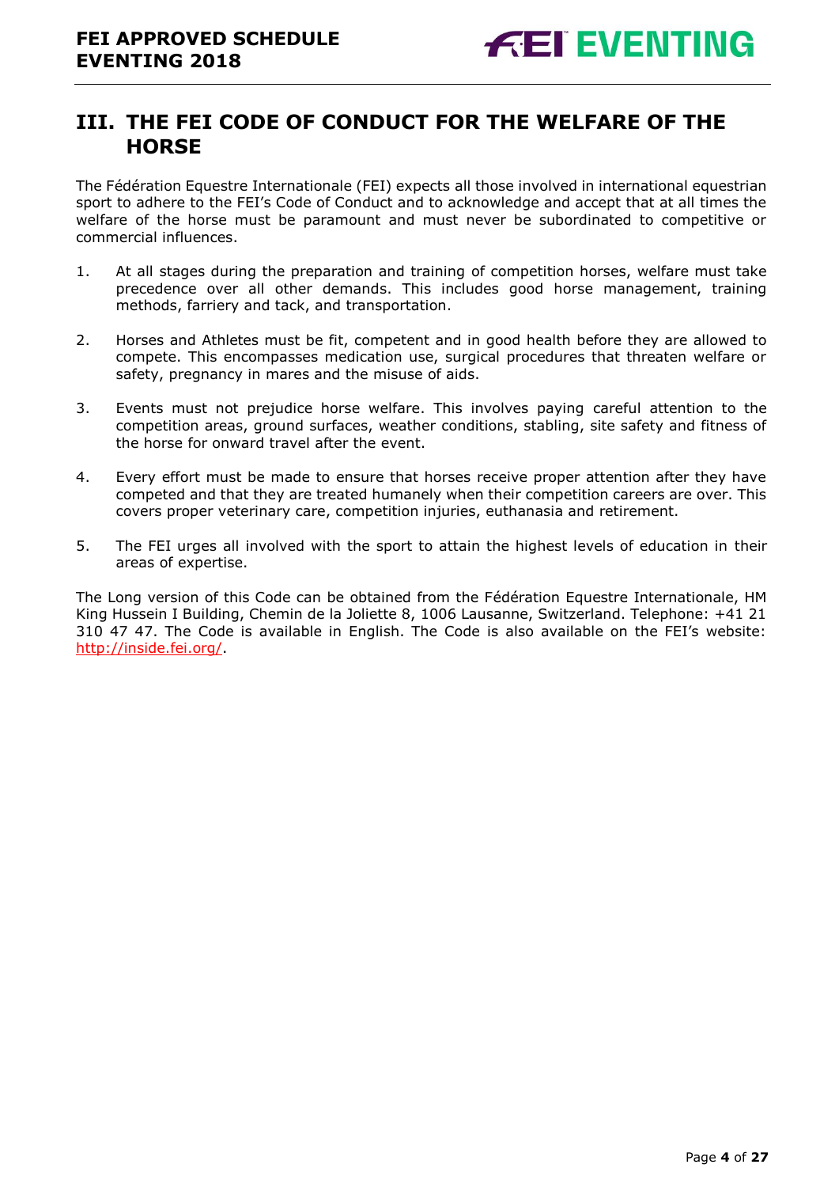# III. THE FEI CODE OF CONDUCT FOR THE WELFARE OF THE HORSE

The Fédération Equestre Internationale (FEI) expects all those involved in international equestrian sport to adhere to the FEI's Code of Conduct and to acknowledge and accept that at all times the welfare of the horse must be paramount and must never be subordinated to competitive or commercial influences.

1. At all stages during the preparation and training of competition horses, welfare must take precedence over all other demands. This includes good horse management, training methods, farriery and tack, and transportation.

2. Horses and Athletes must be fit, competent and in good health before they are allowed to compete. This encompasses medication use, surgical procedures that threaten welfare or safety, pregnancy in mares and the misuse of aids.

3. Events must not prejudice horse welfare. This involves paying careful attention to the competition areas, ground surfaces, weather conditions, stabling, site safety and fitness of the horse for onward travel after the event.

4. Every effort must be made to ensure that horses receive proper attention after they have competed and that they are treated humanely when their competition careers are over. This covers proper veterinary care, competition injuries, euthanasia and retirement.

5. The FEI urges all involved with the sport to attain the highest levels of education in their areas of expertise.

The Long version of this Code can be obtained from the Fédération Equestre Internationale, HM King Hussein I Building, Chemin de la Joliette 8, 1006 Lausanne, Switzerland. Telephone: +41 21 310 47 47. The Code is available in English. The Code is also available on the FEI's website: http://inside.fei.org/.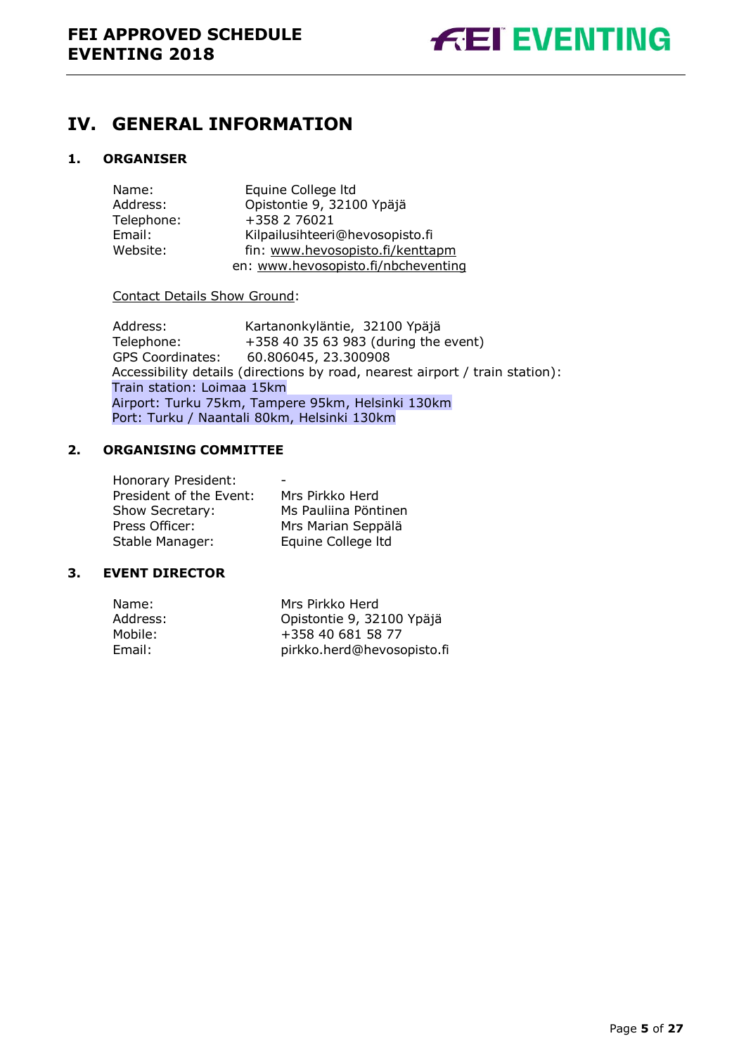# IV. GENERAL INFORMATION

## 1. ORGANISER

| | |
|---|---|
| Name: | Equine College ltd |
| Address: | Opistontie 9, 32100 Ypäjä |
| Telephone: | +358 2 76021 |
| Email: | Kilpailusihteeri@hevosopisto.fi |
| Website: | fin: www.hevosopisto.fi/kenttapm |
| | en: www.hevosopisto.fi/nbcheventing |

Contact Details Show Ground:

| | |
|---|---|
| Address: | Kartanonkyläntie, 32100 Ypäjä |
| Telephone: | +358 40 35 63 983 (during the event) |
| GPS Coordinates: | 60.806045, 23.300908 |

Accessibility details (directions by road, nearest airport / train station):
Train station: Loimaa 15km
Airport: Turku 75km, Tampere 95km, Helsinki 130km
Port: Turku / Naantali 80km, Helsinki 130km

## 2. ORGANISING COMMITTEE

| | |
|---|---|
| Honorary President: | - |
| President of the Event: | Mrs Pirkko Herd |
| Show Secretary: | Ms Pauliina Pöntinen |
| Press Officer: | Mrs Marian Seppälä |
| Stable Manager: | Equine College ltd |

## 3. EVENT DIRECTOR

| | |
|---|---|
| Name: | Mrs Pirkko Herd |
| Address: | Opistontie 9, 32100 Ypäjä |
| Mobile: | +358 40 681 58 77 |
| Email: | pirkko.herd@hevosopisto.fi |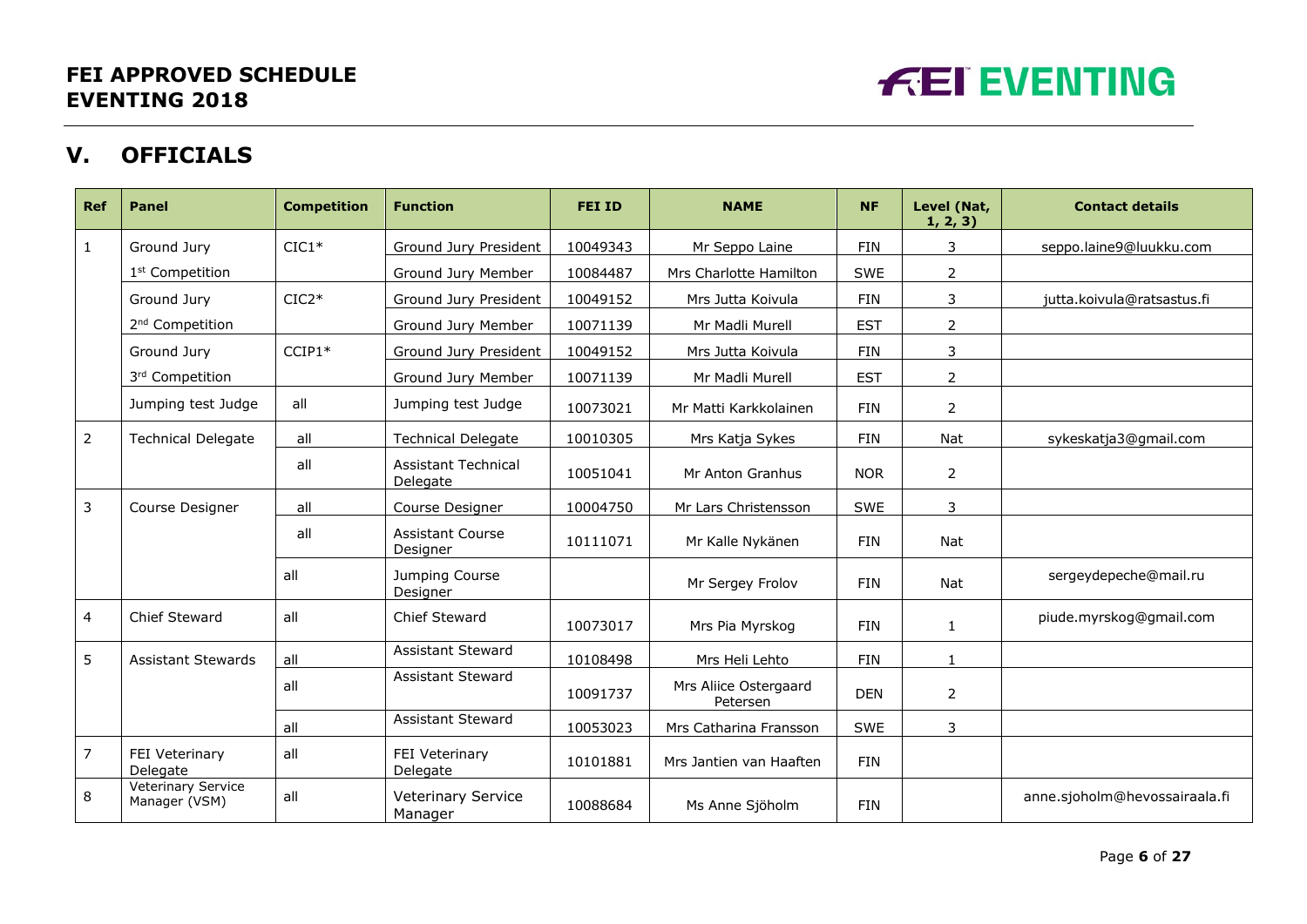## V. OFFICIALS

| Ref | Panel | Competition | Function | FEI ID | NAME | NF | Level (Nat, 1, 2, 3) | Contact details |
|---|---|---|---|---|---|---|---|---|
| 1 | Ground Jury | CIC1* | Ground Jury President | 10049343 | Mr Seppo Laine | FIN | 3 | seppo.laine9@luukku.com |
| | 1st Competition | | Ground Jury Member | 10084487 | Mrs Charlotte Hamilton | SWE | 2 | |
| | Ground Jury | CIC2* | Ground Jury President | 10049152 | Mrs Jutta Koivula | FIN | 3 | jutta.koivula@ratsastus.fi |
| | 2nd Competition | | Ground Jury Member | 10071139 | Mr Madli Murell | EST | 2 | |
| | Ground Jury | CCIP1* | Ground Jury President | 10049152 | Mrs Jutta Koivula | FIN | 3 | |
| | 3rd Competition | | Ground Jury Member | 10071139 | Mr Madli Murell | EST | 2 | |
| | Jumping test Judge | all | Jumping test Judge | 10073021 | Mr Matti Karkkolainen | FIN | 2 | |
| 2 | Technical Delegate | all | Technical Delegate | 10010305 | Mrs Katja Sykes | FIN | Nat | sykeskatja3@gmail.com |
| | | all | Assistant Technical Delegate | 10051041 | Mr Anton Granhus | NOR | 2 | |
| 3 | Course Designer | all | Course Designer | 10004750 | Mr Lars Christensson | SWE | 3 | |
| | | all | Assistant Course Designer | 10111071 | Mr Kalle Nykänen | FIN | Nat | |
| | | all | Jumping Course Designer | | Mr Sergey Frolov | FIN | Nat | sergeydepeche@mail.ru |
| 4 | Chief Steward | all | Chief Steward | 10073017 | Mrs Pia Myrskog | FIN | 1 | piude.myrskog@gmail.com |
| 5 | Assistant Stewards | all | Assistant Steward | 10108498 | Mrs Heli Lehto | FIN | 1 | |
| | | all | Assistant Steward | 10091737 | Mrs Aliice Ostergaard Petersen | DEN | 2 | |
| | | all | Assistant Steward | 10053023 | Mrs Catharina Fransson | SWE | 3 | |
| 7 | FEI Veterinary Delegate | all | FEI Veterinary Delegate | 10101881 | Mrs Jantien van Haaften | FIN | | |
| 8 | Veterinary Service Manager (VSM) | all | Veterinary Service Manager | 10088684 | Ms Anne Sjöholm | FIN | | anne.sjoholm@hevossairaala.fi |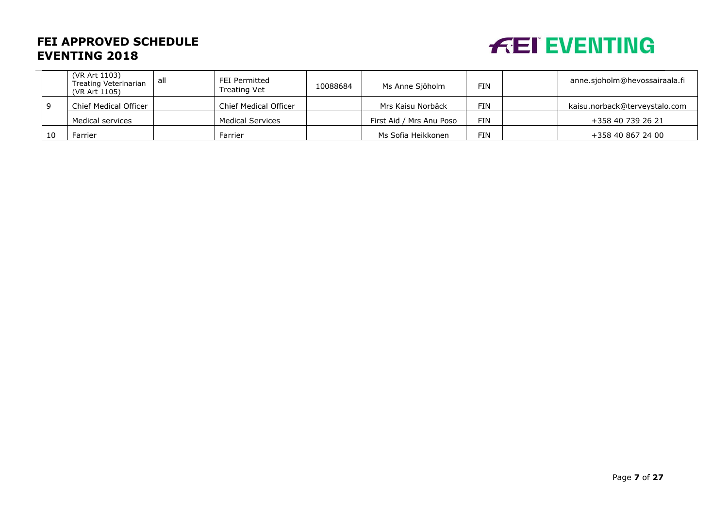|  |  |  |  |  |  |  |  |  |
|---|---|---|---|---|---|---|---|---|
|  | (VR Art 1103) Treating Veterinarian (VR Art 1105) | all | FEI Permitted Treating Vet | 10088684 | Ms Anne Sjöholm | FIN |  | anne.sjoholm@hevossairaala.fi |
| 9 | Chief Medical Officer |  | Chief Medical Officer |  | Mrs Kaisu Norbäck | FIN |  | kaisu.norback@terveystalo.com |
|  | Medical services |  | Medical Services |  | First Aid / Mrs Anu Poso | FIN |  | +358 40 739 26 21 |
| 10 | Farrier |  | Farrier |  | Ms Sofia Heikkonen | FIN |  | +358 40 867 24 00 |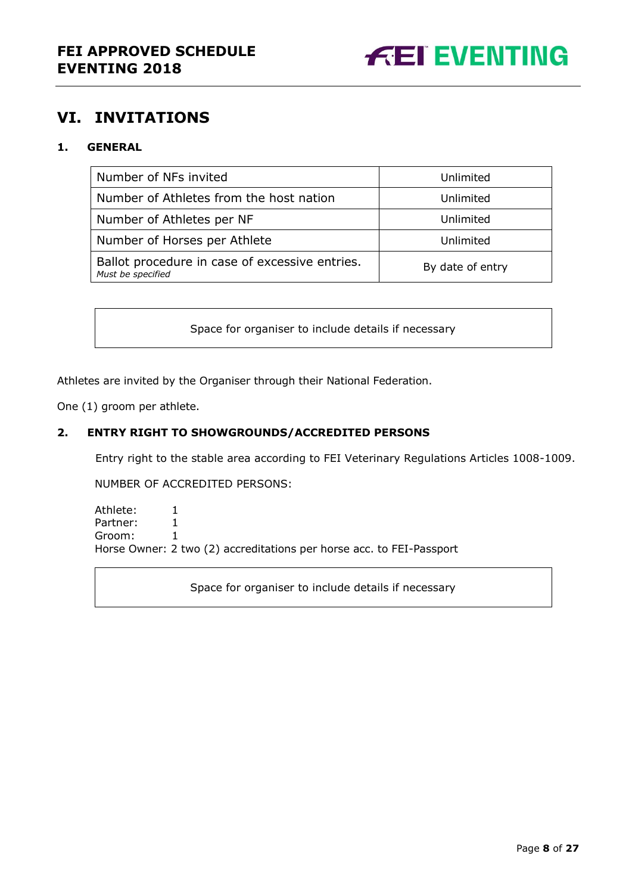## VI. INVITATIONS

### 1. GENERAL

| | |
|---|---|
| Number of NFs invited | Unlimited |
| Number of Athletes from the host nation | Unlimited |
| Number of Athletes per NF | Unlimited |
| Number of Horses per Athlete | Unlimited |
| Ballot procedure in case of excessive entries. *Must be specified* | By date of entry |

Space for organiser to include details if necessary

Athletes are invited by the Organiser through their National Federation.

One (1) groom per athlete.

### 2. ENTRY RIGHT TO SHOWGROUNDS/ACCREDITED PERSONS

Entry right to the stable area according to FEI Veterinary Regulations Articles 1008-1009.

NUMBER OF ACCREDITED PERSONS:

Athlete: 1
Partner: 1
Groom: 1
Horse Owner: 2 two (2) accreditations per horse acc. to FEI-Passport

Space for organiser to include details if necessary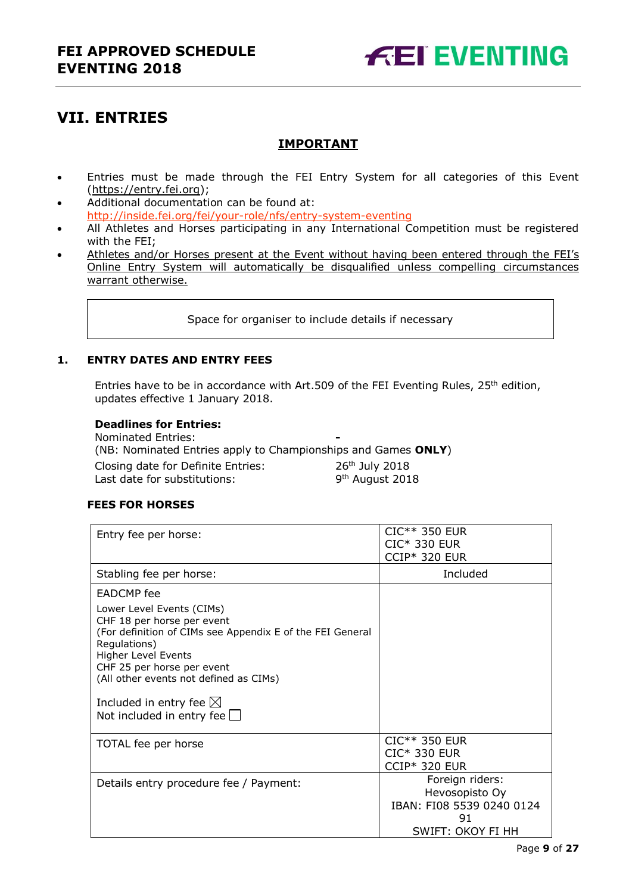## VII. ENTRIES

**IMPORTANT**

- Entries must be made through the FEI Entry System for all categories of this Event (https://entry.fei.org);
- Additional documentation can be found at: http://inside.fei.org/fei/your-role/nfs/entry-system-eventing
- All Athletes and Horses participating in any International Competition must be registered with the FEI;
- Athletes and/or Horses present at the Event without having been entered through the FEI's Online Entry System will automatically be disqualified unless compelling circumstances warrant otherwise.

| Space for organiser to include details if necessary |
|---|

### 1. ENTRY DATES AND ENTRY FEES

Entries have to be in accordance with Art.509 of the FEI Eventing Rules, 25th edition, updates effective 1 January 2018.

**Deadlines for Entries:**

Nominated Entries: -
(NB: Nominated Entries apply to Championships and Games **ONLY**)

Closing date for Definite Entries: 26th July 2018
Last date for substitutions: 9th August 2018

**FEES FOR HORSES**

| | |
|---|---|
| Entry fee per horse: | CIC** 350 EUR<br>CIC* 330 EUR<br>CCIP* 320 EUR |
| Stabling fee per horse: | Included |
| EADCMP fee<br>Lower Level Events (CIMs)<br>CHF 18 per horse per event<br>(For definition of CIMs see Appendix E of the FEI General Regulations)<br>Higher Level Events<br>CHF 25 per horse per event<br>(All other events not defined as CIMs)<br><br>Included in entry fee ☒<br>Not included in entry fee ☐ | |
| TOTAL fee per horse | CIC** 350 EUR<br>CIC* 330 EUR<br>CCIP* 320 EUR |
| Details entry procedure fee / Payment: | Foreign riders:<br>Hevosopisto Oy<br>IBAN: FI08 5539 0240 0124 91<br>SWIFT: OKOY FI HH |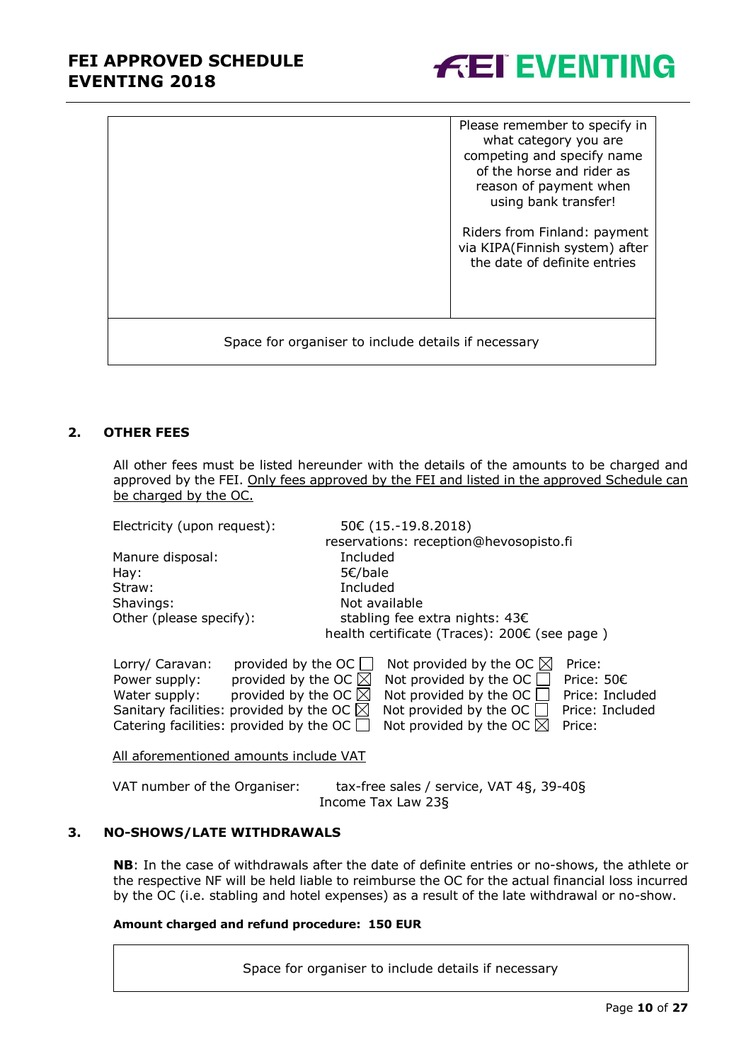| | Please remember to specify in what category you are competing and specify name of the horse and rider as reason of payment when using bank transfer!<br><br>Riders from Finland: payment via KIPA(Finnish system) after the date of definite entries |
|---|---|
| Space for organiser to include details if necessary | |

## 2. OTHER FEES

All other fees must be listed hereunder with the details of the amounts to be charged and approved by the FEI. Only fees approved by the FEI and listed in the approved Schedule can be charged by the OC.

| | |
|---|---|
| Electricity (upon request): | 50€ (15.-19.8.2018)<br>reservations: reception@hevosopisto.fi |
| Manure disposal: | Included |
| Hay: | 5€/bale |
| Straw: | Included |
| Shavings: | Not available |
| Other (please specify): | stabling fee extra nights: 43€<br>health certificate (Traces): 200€ (see page ) |

| | | | |
|---|---|---|---|
| Lorry/ Caravan: | provided by the OC ☐ | Not provided by the OC ☒ | Price: |
| Power supply: | provided by the OC ☒ | Not provided by the OC ☐ | Price: 50€ |
| Water supply: | provided by the OC ☒ | Not provided by the OC ☐ | Price: Included |
| Sanitary facilities: | provided by the OC ☒ | Not provided by the OC ☐ | Price: Included |
| Catering facilities: | provided by the OC ☐ | Not provided by the OC ☒ | Price: |

All aforementioned amounts include VAT

VAT number of the Organiser: tax-free sales / service, VAT 4§, 39-40§ Income Tax Law 23§

## 3. NO-SHOWS/LATE WITHDRAWALS

**NB**: In the case of withdrawals after the date of definite entries or no-shows, the athlete or the respective NF will be held liable to reimburse the OC for the actual financial loss incurred by the OC (i.e. stabling and hotel expenses) as a result of the late withdrawal or no-show.

**Amount charged and refund procedure: 150 EUR**

| Space for organiser to include details if necessary |
|---|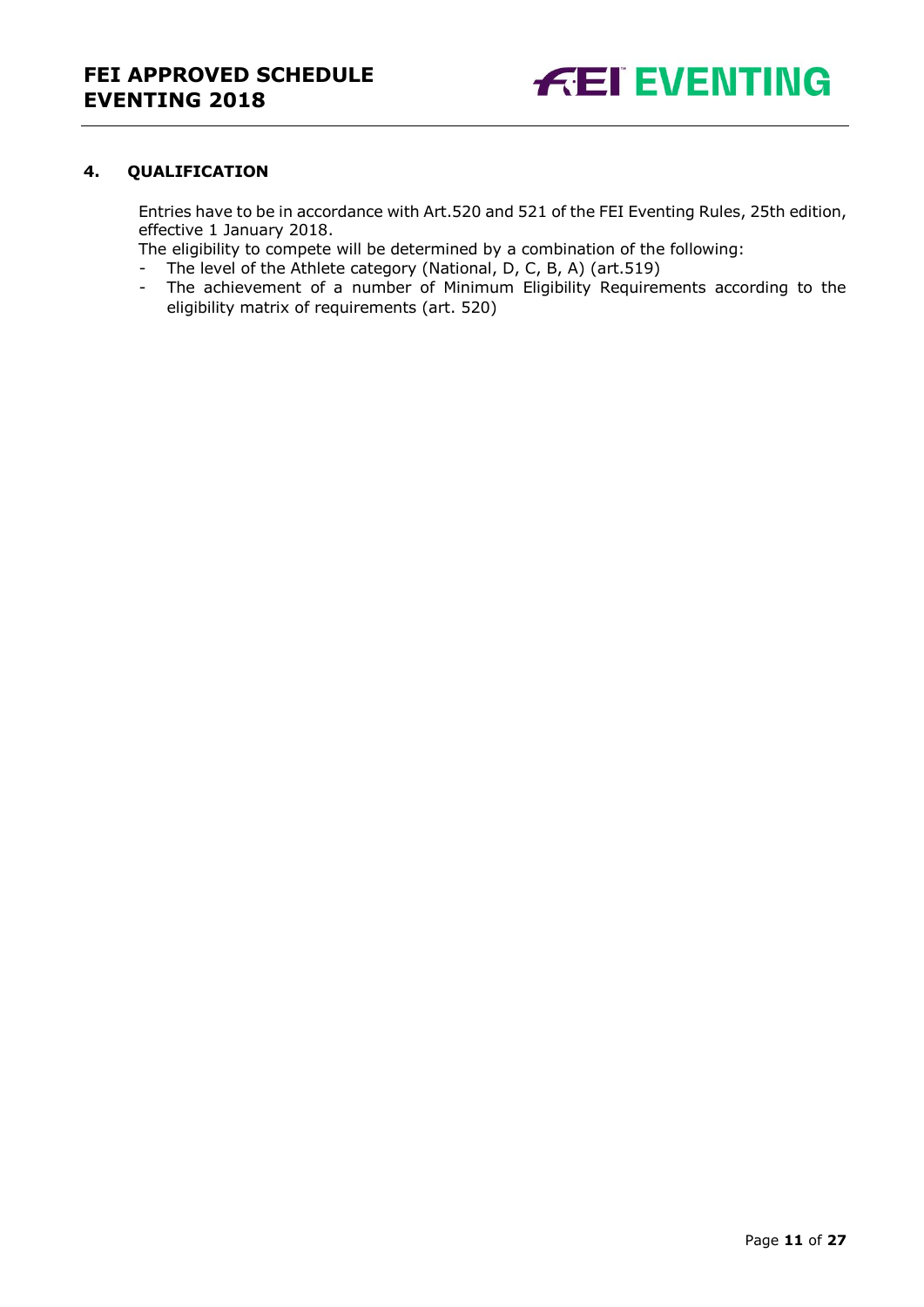## 4. QUALIFICATION

Entries have to be in accordance with Art.520 and 521 of the FEI Eventing Rules, 25th edition, effective 1 January 2018.

The eligibility to compete will be determined by a combination of the following:

- The level of the Athlete category (National, D, C, B, A) (art.519)
- The achievement of a number of Minimum Eligibility Requirements according to the eligibility matrix of requirements (art. 520)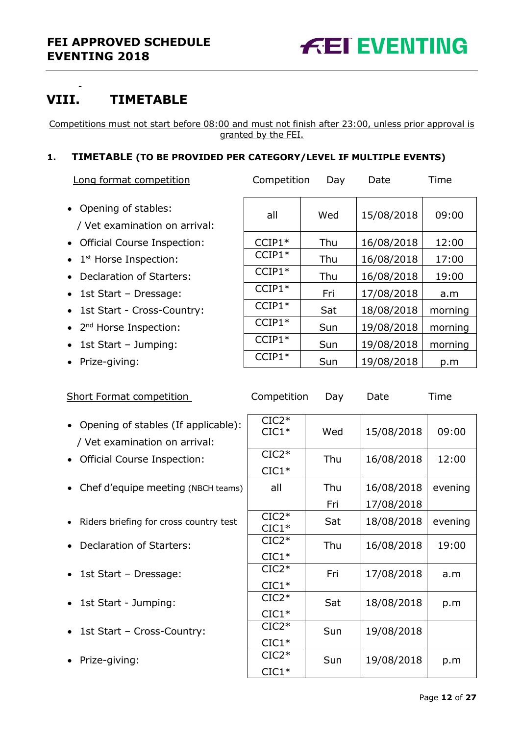## VIII. TIMETABLE

Competitions must not start before 08:00 and must not finish after 23:00, unless prior approval is granted by the FEI.

### 1. TIMETABLE (TO BE PROVIDED PER CATEGORY/LEVEL IF MULTIPLE EVENTS)

| Long format competition | Competition | Day | Date | Time |
|---|---|---|---|---|
| • Opening of stables: / Vet examination on arrival: | all | Wed | 15/08/2018 | 09:00 |
| • Official Course Inspection: | CCIP1* | Thu | 16/08/2018 | 12:00 |
| • 1st Horse Inspection: | CCIP1* | Thu | 16/08/2018 | 17:00 |
| • Declaration of Starters: | CCIP1* | Thu | 16/08/2018 | 19:00 |
| • 1st Start – Dressage: | CCIP1* | Fri | 17/08/2018 | a.m |
| • 1st Start - Cross-Country: | CCIP1* | Sat | 18/08/2018 | morning |
| • 2nd Horse Inspection: | CCIP1* | Sun | 19/08/2018 | morning |
| • 1st Start – Jumping: | CCIP1* | Sun | 19/08/2018 | morning |
| • Prize-giving: | CCIP1* | Sun | 19/08/2018 | p.m |

| Short Format competition | Competition | Day | Date | Time |
|---|---|---|---|---|
| • Opening of stables (If applicable): / Vet examination on arrival: | CIC2* CIC1* | Wed | 15/08/2018 | 09:00 |
| • Official Course Inspection: | CIC2* CIC1* | Thu | 16/08/2018 | 12:00 |
| • Chef d'equipe meeting (NBCH teams) | all | Thu Fri | 16/08/2018 17/08/2018 | evening |
| • Riders briefing for cross country test | CIC2* CIC1* | Sat | 18/08/2018 | evening |
| • Declaration of Starters: | CIC2* CIC1* | Thu | 16/08/2018 | 19:00 |
| • 1st Start – Dressage: | CIC2* CIC1* | Fri | 17/08/2018 | a.m |
| • 1st Start - Jumping: | CIC2* CIC1* | Sat | 18/08/2018 | p.m |
| • 1st Start – Cross-Country: | CIC2* CIC1* | Sun | 19/08/2018 | |
| • Prize-giving: | CIC2* CIC1* | Sun | 19/08/2018 | p.m |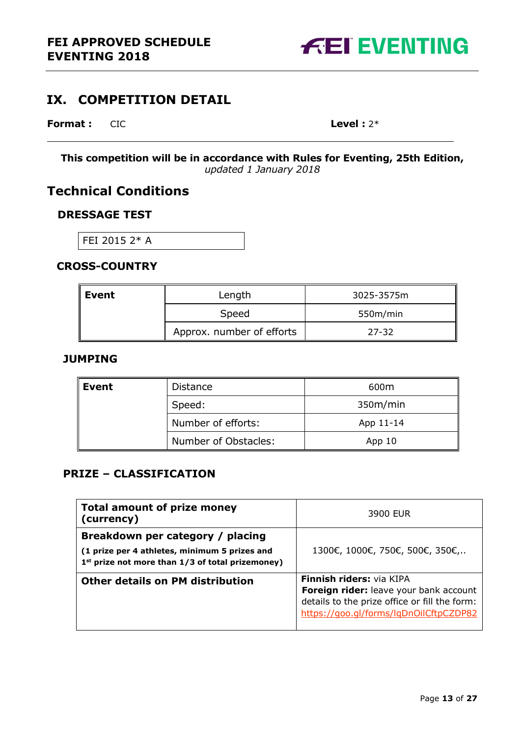## IX. COMPETITION DETAIL

**Format :** CIC **Level :** 2*

**This competition will be in accordance with Rules for Eventing, 25th Edition,** *updated 1 January 2018*

## Technical Conditions

### DRESSAGE TEST

FEI 2015 2* A

### CROSS-COUNTRY

| **Event** | Length | 3025-3575m |
|---|---|---|
| | Speed | 550m/min |
| | Approx. number of efforts | 27-32 |

### JUMPING

| **Event** | Distance | 600m |
|---|---|---|
| | Speed: | 350m/min |
| | Number of efforts: | App 11-14 |
| | Number of Obstacles: | App 10 |

### PRIZE – CLASSIFICATION

| | |
|---|---|
| **Total amount of prize money (currency)** | 3900 EUR |
| **Breakdown per category / placing** **(1 prize per 4 athletes, minimum 5 prizes and 1st prize not more than 1/3 of total prizemoney)** | 1300€, 1000€, 750€, 500€, 350€,.. |
| **Other details on PM distribution** | **Finnish riders:** via KIPA **Foreign rider:** leave your bank account details to the prize office or fill the form: https://goo.gl/forms/lqDnOilCftpCZDP82 |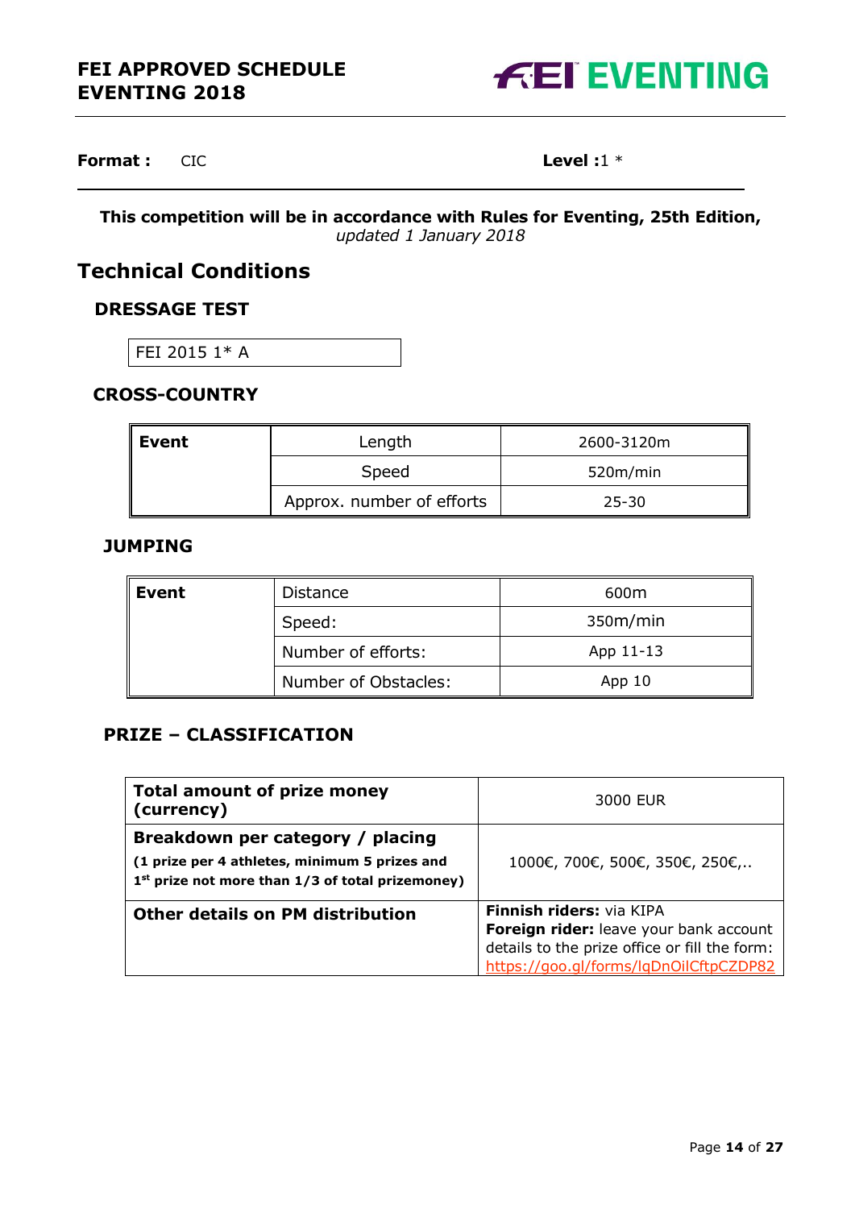**FEI APPROVED SCHEDULE EVENTING 2018**

**Format :** CIC **Level :**1 *

**This competition will be in accordance with Rules for Eventing, 25th Edition,** *updated 1 January 2018*

# Technical Conditions

## DRESSAGE TEST

FEI 2015 1* A

## CROSS-COUNTRY

| **Event** | Length | 2600-3120m |
|---|---|---|
| | Speed | 520m/min |
| | Approx. number of efforts | 25-30 |

## JUMPING

| **Event** | Distance | 600m |
|---|---|---|
| | Speed: | 350m/min |
| | Number of efforts: | App 11-13 |
| | Number of Obstacles: | App 10 |

## PRIZE – CLASSIFICATION

| **Total amount of prize money (currency)** | 3000 EUR |
|---|---|
| **Breakdown per category / placing** **(1 prize per 4 athletes, minimum 5 prizes and 1st prize not more than 1/3 of total prizemoney)** | 1000€, 700€, 500€, 350€, 250€,.. |
| **Other details on PM distribution** | **Finnish riders:** via KIPA **Foreign rider:** leave your bank account details to the prize office or fill the form: https://goo.gl/forms/lqDnOilCftpCZDP82 |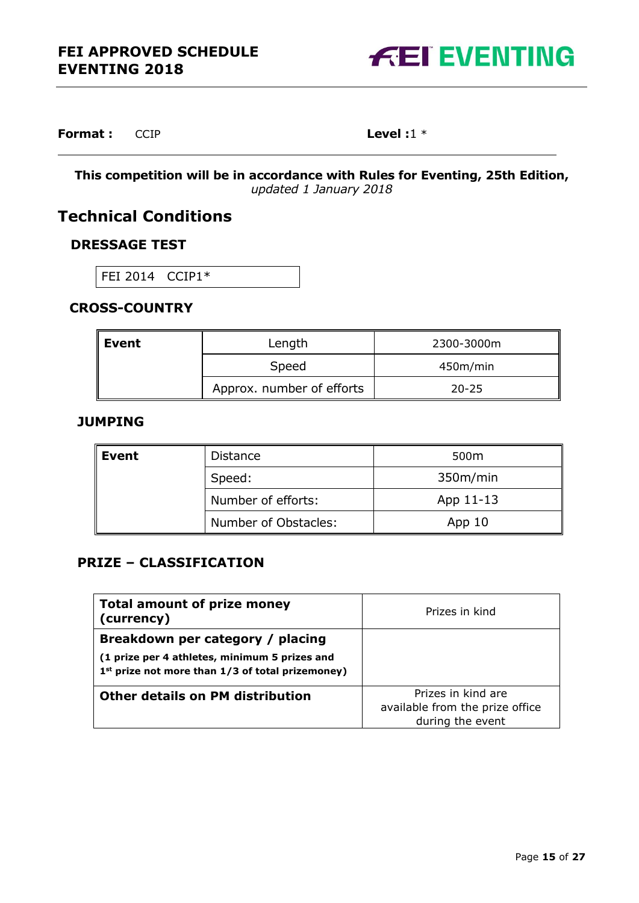**Format :** CCIP **Level :** 1 *

---

**This competition will be in accordance with Rules for Eventing, 25th Edition,** *updated 1 January 2018*

## Technical Conditions

### DRESSAGE TEST

| FEI 2014 CCIP1* |
|---|

### CROSS-COUNTRY

| Event | Length | 2300-3000m |
|---|---|---|
| | Speed | 450m/min |
| | Approx. number of efforts | 20-25 |

### JUMPING

| Event | Distance | 500m |
|---|---|---|
| | Speed: | 350m/min |
| | Number of efforts: | App 11-13 |
| | Number of Obstacles: | App 10 |

### PRIZE – CLASSIFICATION

| **Total amount of prize money (currency)** | Prizes in kind |
|---|---|
| **Breakdown per category / placing**<br>**(1 prize per 4 athletes, minimum 5 prizes and 1st prize not more than 1/3 of total prizemoney)** | |
| **Other details on PM distribution** | Prizes in kind are available from the prize office during the event |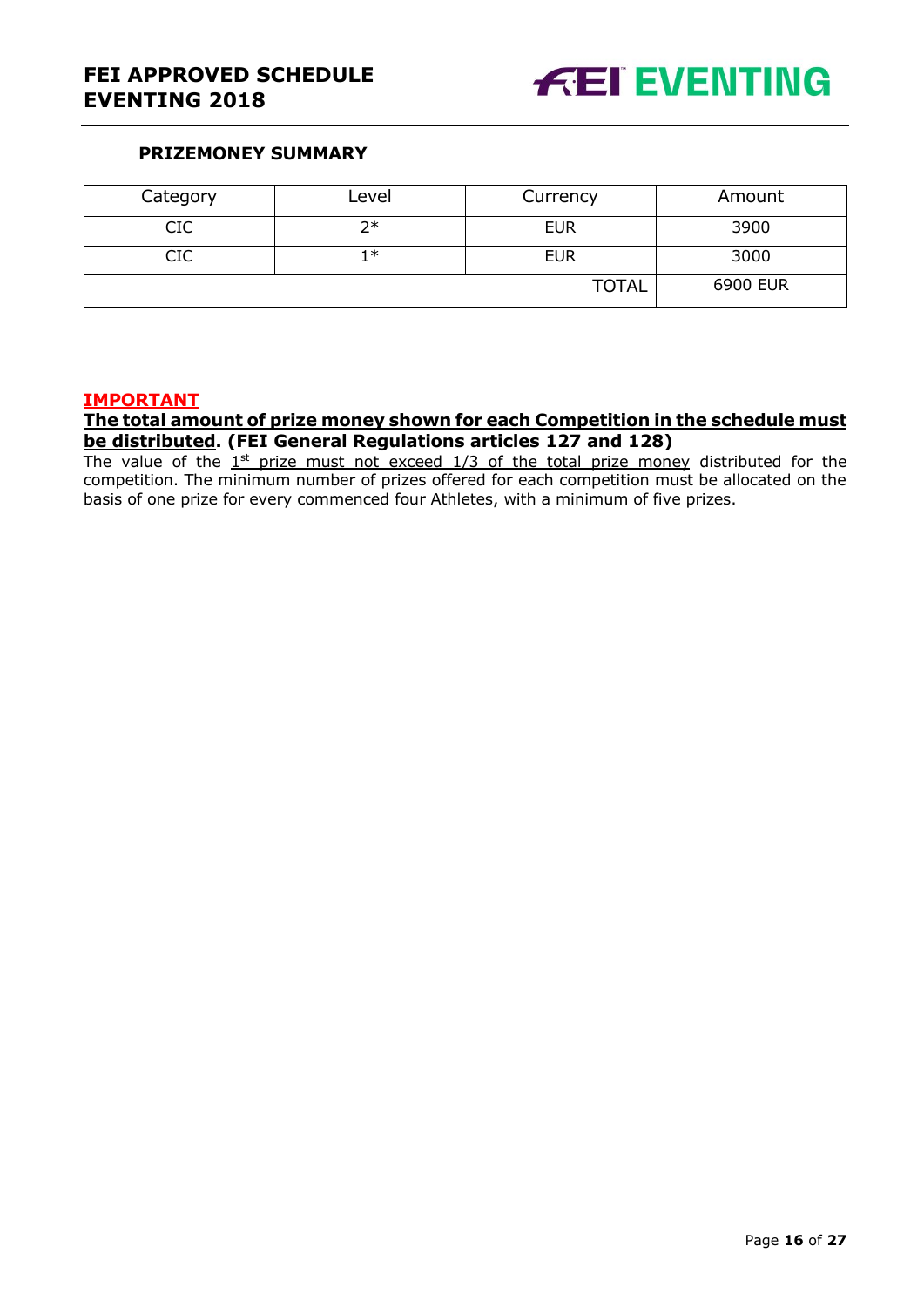#### PRIZEMONEY SUMMARY

| Category | Level | Currency | Amount |
|---|---|---|---|
| CIC | 2* | EUR | 3900 |
| CIC | 1* | EUR | 3000 |
| | | TOTAL | 6900 EUR |

**IMPORTANT**

**The total amount of prize money shown for each Competition in the schedule must be distributed. (FEI General Regulations articles 127 and 128)**

The value of the 1st prize must not exceed 1/3 of the total prize money distributed for the competition. The minimum number of prizes offered for each competition must be allocated on the basis of one prize for every commenced four Athletes, with a minimum of five prizes.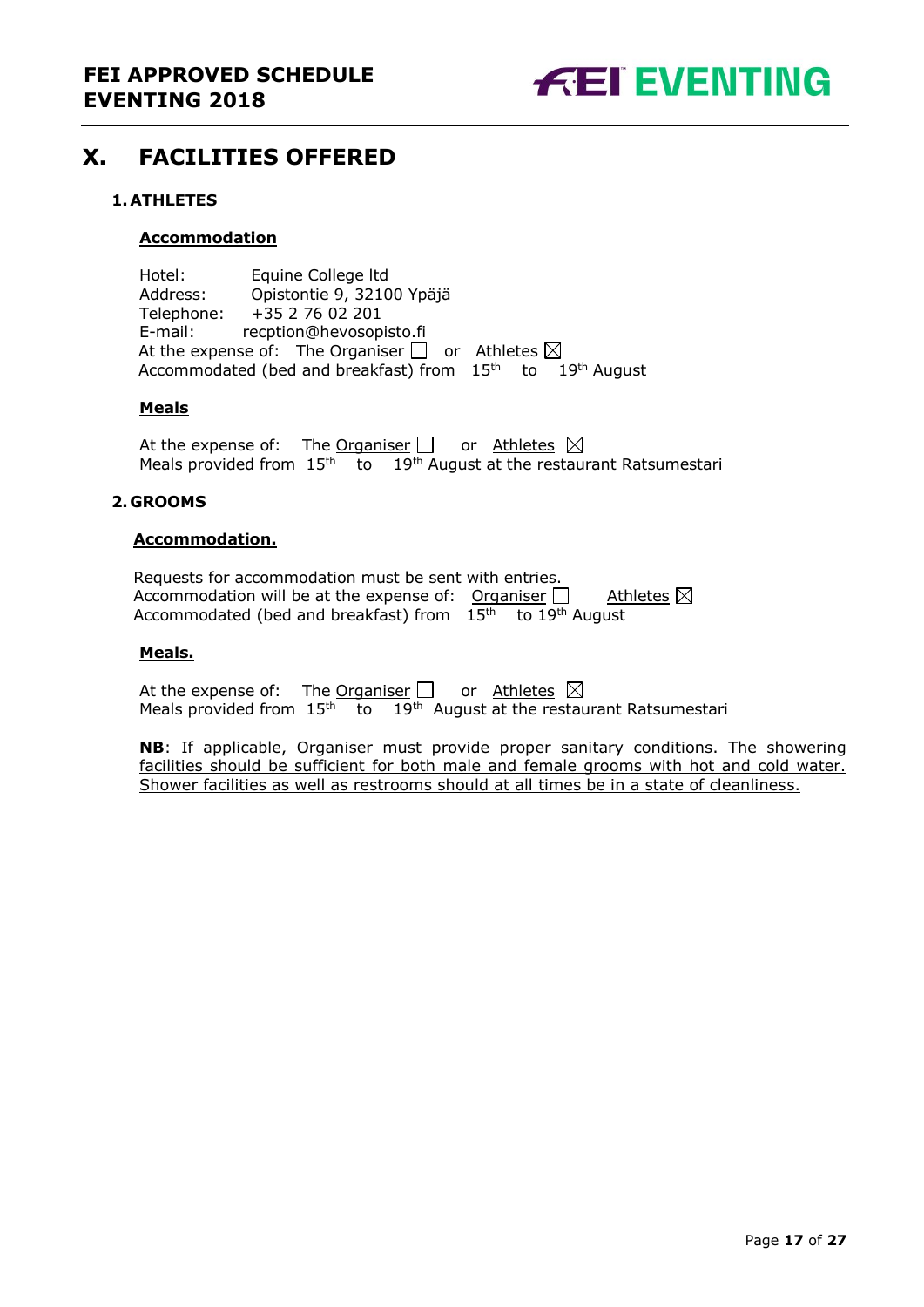# X. FACILITIES OFFERED

## 1. ATHLETES

### Accommodation

Hotel: Equine College ltd
Address: Opistontie 9, 32100 Ypäjä
Telephone: +35 2 76 02 201
E-mail: recption@hevosopisto.fi
At the expense of: The Organiser ☐ or Athletes ☒
Accommodated (bed and breakfast) from 15th to 19th August

### Meals

At the expense of: The Organiser ☐ or Athletes ☒
Meals provided from 15th to 19th August at the restaurant Ratsumestari

## 2. GROOMS

### Accommodation.

Requests for accommodation must be sent with entries.
Accommodation will be at the expense of: Organiser ☐ Athletes ☒
Accommodated (bed and breakfast) from 15th to 19th August

### Meals.

At the expense of: The Organiser ☐ or Athletes ☒
Meals provided from 15th to 19th August at the restaurant Ratsumestari

**NB**: If applicable, Organiser must provide proper sanitary conditions. The showering facilities should be sufficient for both male and female grooms with hot and cold water. Shower facilities as well as restrooms should at all times be in a state of cleanliness.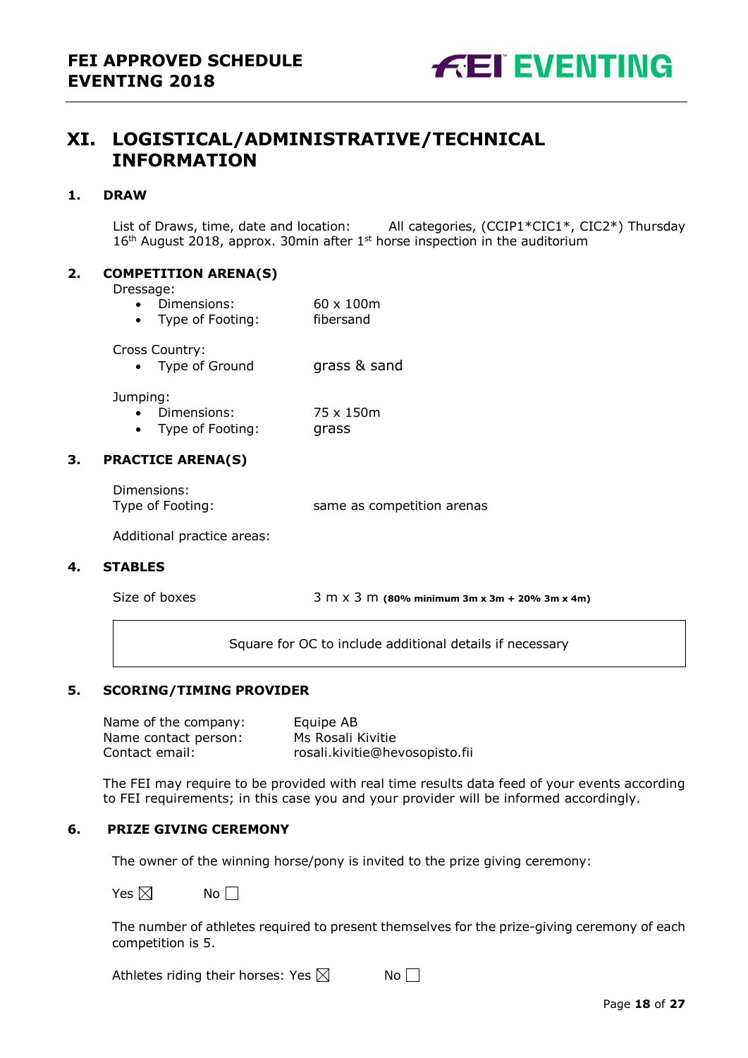# XI. LOGISTICAL/ADMINISTRATIVE/TECHNICAL INFORMATION

## 1. DRAW

List of Draws, time, date and location: All categories, (CCIP1*CIC1*, CIC2*) Thursday 16th August 2018, approx. 30min after 1st horse inspection in the auditorium

## 2. COMPETITION ARENA(S)

Dressage:

- Dimensions: 60 x 100m
- Type of Footing: fibersand

Cross Country:

- Type of Ground grass & sand

Jumping:

- Dimensions: 75 x 150m
- Type of Footing: grass

## 3. PRACTICE ARENA(S)

Dimensions:
Type of Footing: same as competition arenas

Additional practice areas:

## 4. STABLES

Size of boxes 3 m x 3 m **(80% minimum 3m x 3m + 20% 3m x 4m)**

| Square for OC to include additional details if necessary |
|---|

## 5. SCORING/TIMING PROVIDER

Name of the company: Equipe AB
Name contact person: Ms Rosali Kivitie
Contact email: rosali.kivitie@hevosopisto.fii

The FEI may require to be provided with real time results data feed of your events according to FEI requirements; in this case you and your provider will be informed accordingly.

## 6. PRIZE GIVING CEREMONY

The owner of the winning horse/pony is invited to the prize giving ceremony:

Yes ☒ No ☐

The number of athletes required to present themselves for the prize-giving ceremony of each competition is 5.

Athletes riding their horses: Yes ☒ No ☐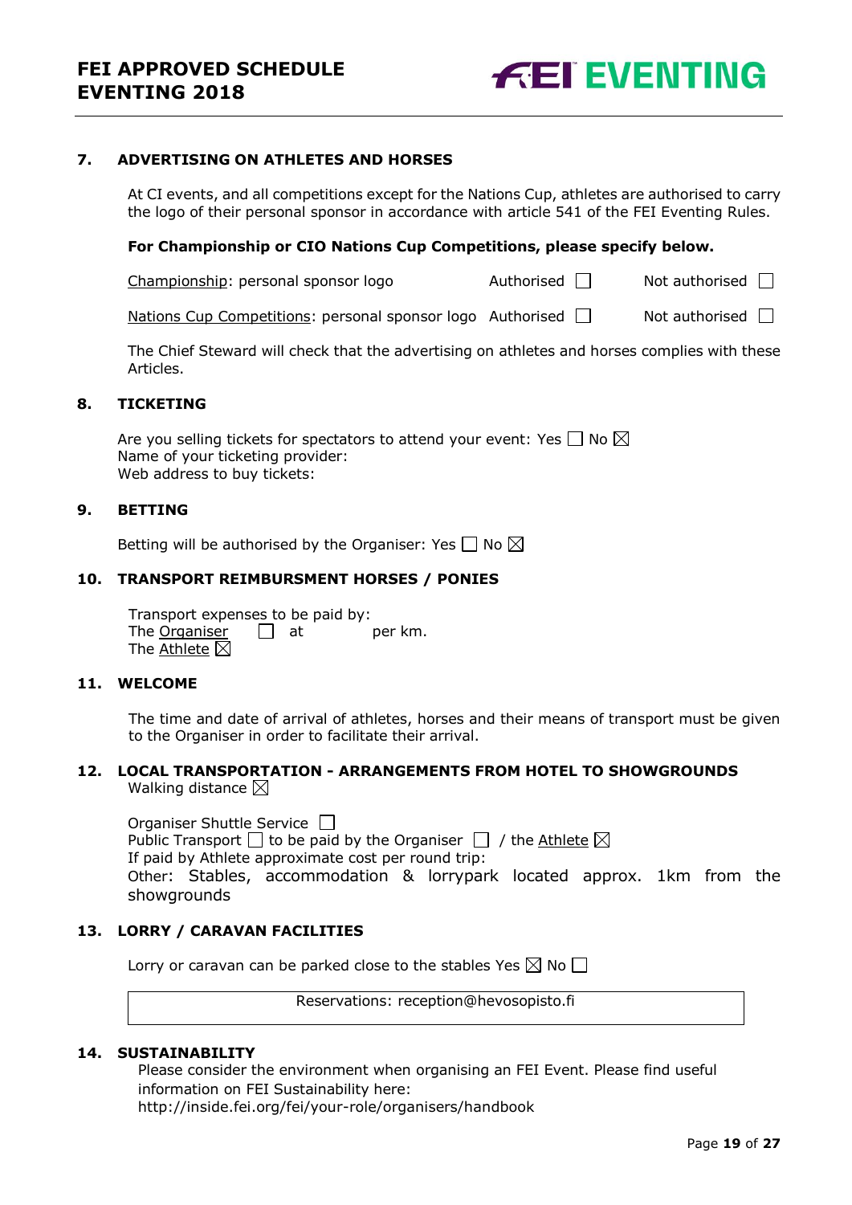## 7. ADVERTISING ON ATHLETES AND HORSES

At CI events, and all competitions except for the Nations Cup, athletes are authorised to carry the logo of their personal sponsor in accordance with article 541 of the FEI Eventing Rules.

**For Championship or CIO Nations Cup Competitions, please specify below.**

Championship: personal sponsor logo Authorised ☐ Not authorised ☐

Nations Cup Competitions: personal sponsor logo Authorised ☐ Not authorised ☐

The Chief Steward will check that the advertising on athletes and horses complies with these Articles.

## 8. TICKETING

Are you selling tickets for spectators to attend your event: Yes ☐ No ☒
Name of your ticketing provider:
Web address to buy tickets:

## 9. BETTING

Betting will be authorised by the Organiser: Yes ☐ No ☒

## 10. TRANSPORT REIMBURSMENT HORSES / PONIES

Transport expenses to be paid by:
The Organiser ☐ at per km.
The Athlete ☒

## 11. WELCOME

The time and date of arrival of athletes, horses and their means of transport must be given to the Organiser in order to facilitate their arrival.

## 12. LOCAL TRANSPORTATION - ARRANGEMENTS FROM HOTEL TO SHOWGROUNDS

Walking distance ☒

Organiser Shuttle Service ☐
Public Transport ☐ to be paid by the Organiser ☐ / the Athlete ☒
If paid by Athlete approximate cost per round trip:
Other: Stables, accommodation & lorrypark located approx. 1km from the showgrounds

## 13. LORRY / CARAVAN FACILITIES

Lorry or caravan can be parked close to the stables Yes ☒ No ☐

Reservations: reception@hevosopisto.fi

## 14. SUSTAINABILITY

Please consider the environment when organising an FEI Event. Please find useful information on FEI Sustainability here:
http://inside.fei.org/fei/your-role/organisers/handbook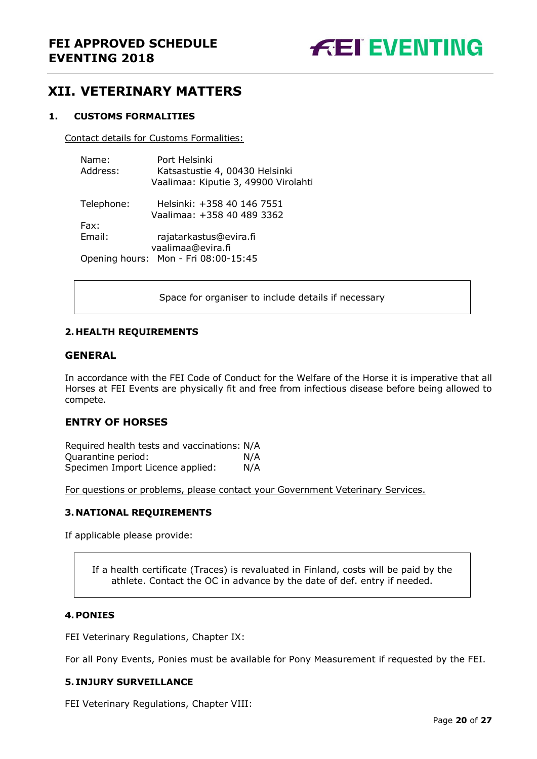## XII. VETERINARY MATTERS

### 1. CUSTOMS FORMALITIES

Contact details for Customs Formalities:

Name: Port Helsinki
Address: Katsastustie 4, 00430 Helsinki
Vaalimaa: Kiputie 3, 49900 Virolahti

Telephone: Helsinki: +358 40 146 7551
Vaalimaa: +358 40 489 3362
Fax:
Email: rajatarkastus@evira.fi
vaalimaa@evira.fi
Opening hours: Mon - Fri 08:00-15:45

Space for organiser to include details if necessary

### 2. HEALTH REQUIREMENTS

#### GENERAL

In accordance with the FEI Code of Conduct for the Welfare of the Horse it is imperative that all Horses at FEI Events are physically fit and free from infectious disease before being allowed to compete.

#### ENTRY OF HORSES

Required health tests and vaccinations: N/A
Quarantine period: N/A
Specimen Import Licence applied: N/A

For questions or problems, please contact your Government Veterinary Services.

### 3. NATIONAL REQUIREMENTS

If applicable please provide:

If a health certificate (Traces) is revaluated in Finland, costs will be paid by the athlete. Contact the OC in advance by the date of def. entry if needed.

### 4. PONIES

FEI Veterinary Regulations, Chapter IX:

For all Pony Events, Ponies must be available for Pony Measurement if requested by the FEI.

### 5. INJURY SURVEILLANCE

FEI Veterinary Regulations, Chapter VIII: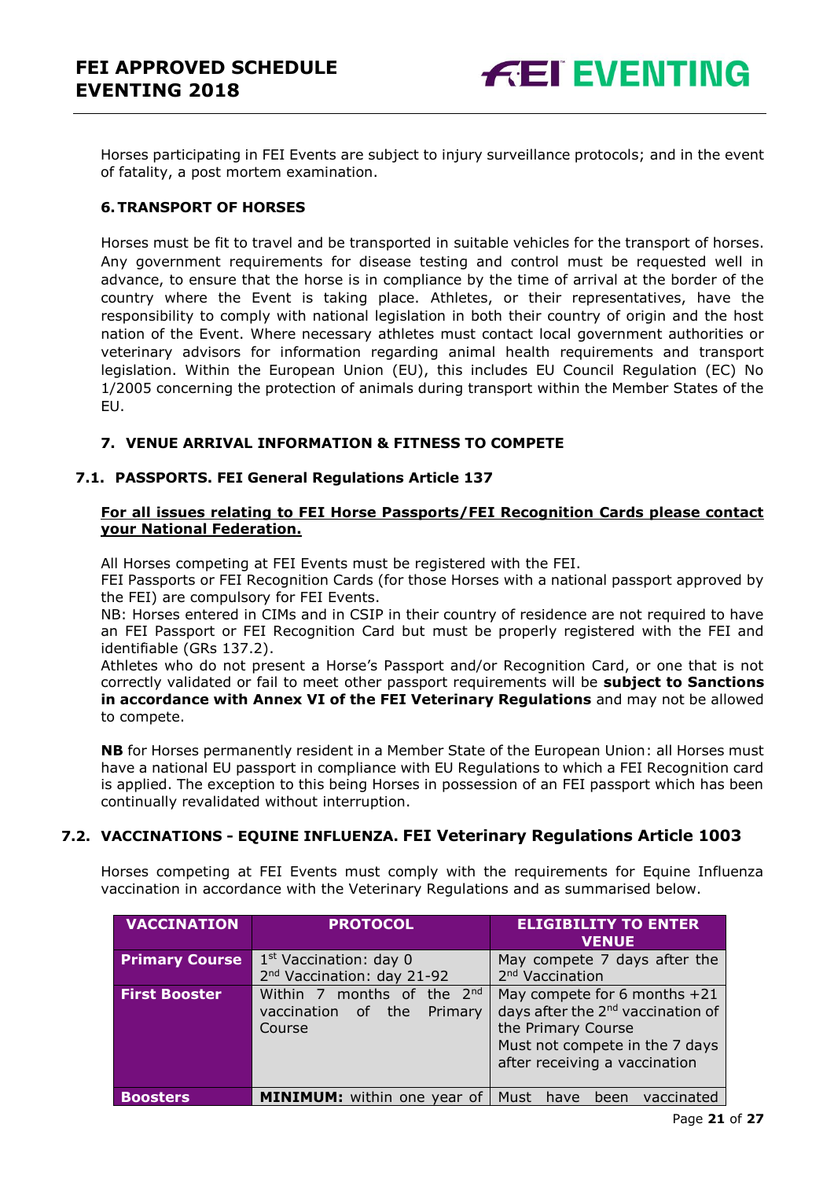Horses participating in FEI Events are subject to injury surveillance protocols; and in the event of fatality, a post mortem examination.

## 6. TRANSPORT OF HORSES

Horses must be fit to travel and be transported in suitable vehicles for the transport of horses. Any government requirements for disease testing and control must be requested well in advance, to ensure that the horse is in compliance by the time of arrival at the border of the country where the Event is taking place. Athletes, or their representatives, have the responsibility to comply with national legislation in both their country of origin and the host nation of the Event. Where necessary athletes must contact local government authorities or veterinary advisors for information regarding animal health requirements and transport legislation. Within the European Union (EU), this includes EU Council Regulation (EC) No 1/2005 concerning the protection of animals during transport within the Member States of the EU.

## 7. VENUE ARRIVAL INFORMATION & FITNESS TO COMPETE

### 7.1. PASSPORTS. FEI General Regulations Article 137

**For all issues relating to FEI Horse Passports/FEI Recognition Cards please contact your National Federation.**

All Horses competing at FEI Events must be registered with the FEI.

FEI Passports or FEI Recognition Cards (for those Horses with a national passport approved by the FEI) are compulsory for FEI Events.

NB: Horses entered in CIMs and in CSIP in their country of residence are not required to have an FEI Passport or FEI Recognition Card but must be properly registered with the FEI and identifiable (GRs 137.2).

Athletes who do not present a Horse's Passport and/or Recognition Card, or one that is not correctly validated or fail to meet other passport requirements will be **subject to Sanctions in accordance with Annex VI of the FEI Veterinary Regulations** and may not be allowed to compete.

**NB** for Horses permanently resident in a Member State of the European Union: all Horses must have a national EU passport in compliance with EU Regulations to which a FEI Recognition card is applied. The exception to this being Horses in possession of an FEI passport which has been continually revalidated without interruption.

### 7.2. VACCINATIONS - EQUINE INFLUENZA. FEI Veterinary Regulations Article 1003

Horses competing at FEI Events must comply with the requirements for Equine Influenza vaccination in accordance with the Veterinary Regulations and as summarised below.

| VACCINATION | PROTOCOL | ELIGIBILITY TO ENTER VENUE |
|---|---|---|
| **Primary Course** | 1st Vaccination: day 0<br>2nd Vaccination: day 21-92 | May compete 7 days after the 2nd Vaccination |
| **First Booster** | Within 7 months of the 2nd vaccination of the Primary Course | May compete for 6 months +21 days after the 2nd vaccination of the Primary Course<br>Must not compete in the 7 days after receiving a vaccination |
| **Boosters** | **MINIMUM:** within one year of | Must have been vaccinated |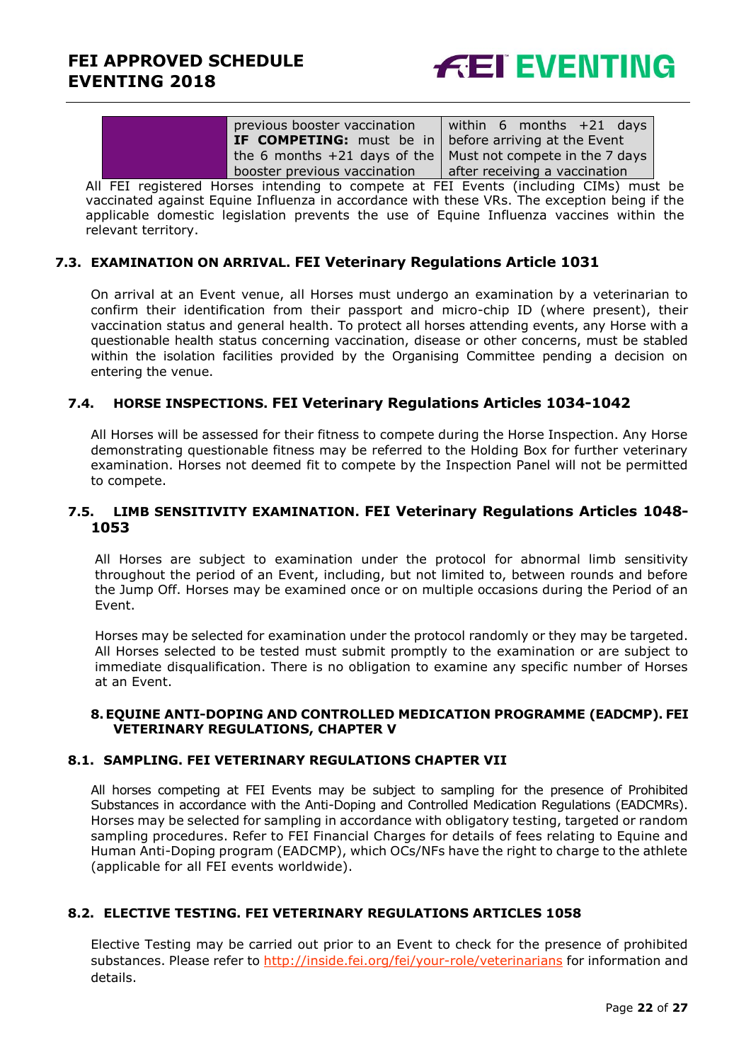| | | |
|---|---|---|
| | previous booster vaccination **IF COMPETING:** must be in the 6 months +21 days of the booster previous vaccination | within 6 months +21 days before arriving at the Event Must not compete in the 7 days after receiving a vaccination |

All FEI registered Horses intending to compete at FEI Events (including CIMs) must be vaccinated against Equine Influenza in accordance with these VRs. The exception being if the applicable domestic legislation prevents the use of Equine Influenza vaccines within the relevant territory.

### 7.3. EXAMINATION ON ARRIVAL. FEI Veterinary Regulations Article 1031

On arrival at an Event venue, all Horses must undergo an examination by a veterinarian to confirm their identification from their passport and micro-chip ID (where present), their vaccination status and general health. To protect all horses attending events, any Horse with a questionable health status concerning vaccination, disease or other concerns, must be stabled within the isolation facilities provided by the Organising Committee pending a decision on entering the venue.

### 7.4. HORSE INSPECTIONS. FEI Veterinary Regulations Articles 1034-1042

All Horses will be assessed for their fitness to compete during the Horse Inspection. Any Horse demonstrating questionable fitness may be referred to the Holding Box for further veterinary examination. Horses not deemed fit to compete by the Inspection Panel will not be permitted to compete.

### 7.5. LIMB SENSITIVITY EXAMINATION. FEI Veterinary Regulations Articles 1048-1053

All Horses are subject to examination under the protocol for abnormal limb sensitivity throughout the period of an Event, including, but not limited to, between rounds and before the Jump Off. Horses may be examined once or on multiple occasions during the Period of an Event.

Horses may be selected for examination under the protocol randomly or they may be targeted. All Horses selected to be tested must submit promptly to the examination or are subject to immediate disqualification. There is no obligation to examine any specific number of Horses at an Event.

## 8. EQUINE ANTI-DOPING AND CONTROLLED MEDICATION PROGRAMME (EADCMP). FEI VETERINARY REGULATIONS, CHAPTER V

### 8.1. SAMPLING. FEI VETERINARY REGULATIONS CHAPTER VII

All horses competing at FEI Events may be subject to sampling for the presence of Prohibited Substances in accordance with the Anti-Doping and Controlled Medication Regulations (EADCMRs). Horses may be selected for sampling in accordance with obligatory testing, targeted or random sampling procedures. Refer to FEI Financial Charges for details of fees relating to Equine and Human Anti-Doping program (EADCMP), which OCs/NFs have the right to charge to the athlete (applicable for all FEI events worldwide).

### 8.2. ELECTIVE TESTING. FEI VETERINARY REGULATIONS ARTICLES 1058

Elective Testing may be carried out prior to an Event to check for the presence of prohibited substances. Please refer to http://inside.fei.org/fei/your-role/veterinarians for information and details.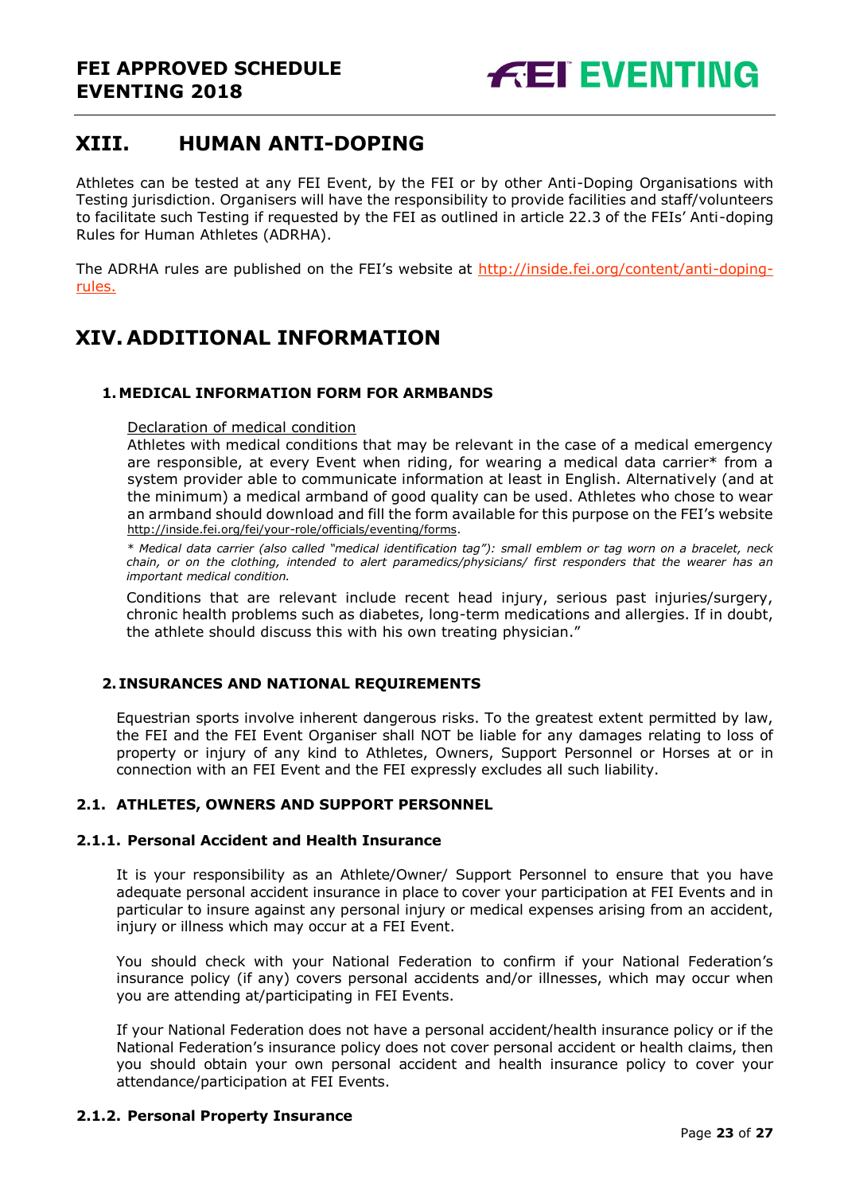## XIII. HUMAN ANTI-DOPING

Athletes can be tested at any FEI Event, by the FEI or by other Anti-Doping Organisations with Testing jurisdiction. Organisers will have the responsibility to provide facilities and staff/volunteers to facilitate such Testing if requested by the FEI as outlined in article 22.3 of the FEIs' Anti-doping Rules for Human Athletes (ADRHA).

The ADRHA rules are published on the FEI's website at [http://inside.fei.org/content/anti-doping-rules.](http://inside.fei.org/content/anti-doping-rules)

## XIV. ADDITIONAL INFORMATION

### 1. MEDICAL INFORMATION FORM FOR ARMBANDS

Declaration of medical condition

Athletes with medical conditions that may be relevant in the case of a medical emergency are responsible, at every Event when riding, for wearing a medical data carrier* from a system provider able to communicate information at least in English. Alternatively (and at the minimum) a medical armband of good quality can be used. Athletes who chose to wear an armband should download and fill the form available for this purpose on the FEI's website http://inside.fei.org/fei/your-role/officials/eventing/forms.

*\* Medical data carrier (also called "medical identification tag"): small emblem or tag worn on a bracelet, neck chain, or on the clothing, intended to alert paramedics/physicians/ first responders that the wearer has an important medical condition.*

Conditions that are relevant include recent head injury, serious past injuries/surgery, chronic health problems such as diabetes, long-term medications and allergies. If in doubt, the athlete should discuss this with his own treating physician."

### 2. INSURANCES AND NATIONAL REQUIREMENTS

Equestrian sports involve inherent dangerous risks. To the greatest extent permitted by law, the FEI and the FEI Event Organiser shall NOT be liable for any damages relating to loss of property or injury of any kind to Athletes, Owners, Support Personnel or Horses at or in connection with an FEI Event and the FEI expressly excludes all such liability.

### 2.1. ATHLETES, OWNERS AND SUPPORT PERSONNEL

#### 2.1.1. Personal Accident and Health Insurance

It is your responsibility as an Athlete/Owner/ Support Personnel to ensure that you have adequate personal accident insurance in place to cover your participation at FEI Events and in particular to insure against any personal injury or medical expenses arising from an accident, injury or illness which may occur at a FEI Event.

You should check with your National Federation to confirm if your National Federation's insurance policy (if any) covers personal accidents and/or illnesses, which may occur when you are attending at/participating in FEI Events.

If your National Federation does not have a personal accident/health insurance policy or if the National Federation's insurance policy does not cover personal accident or health claims, then you should obtain your own personal accident and health insurance policy to cover your attendance/participation at FEI Events.

#### 2.1.2. Personal Property Insurance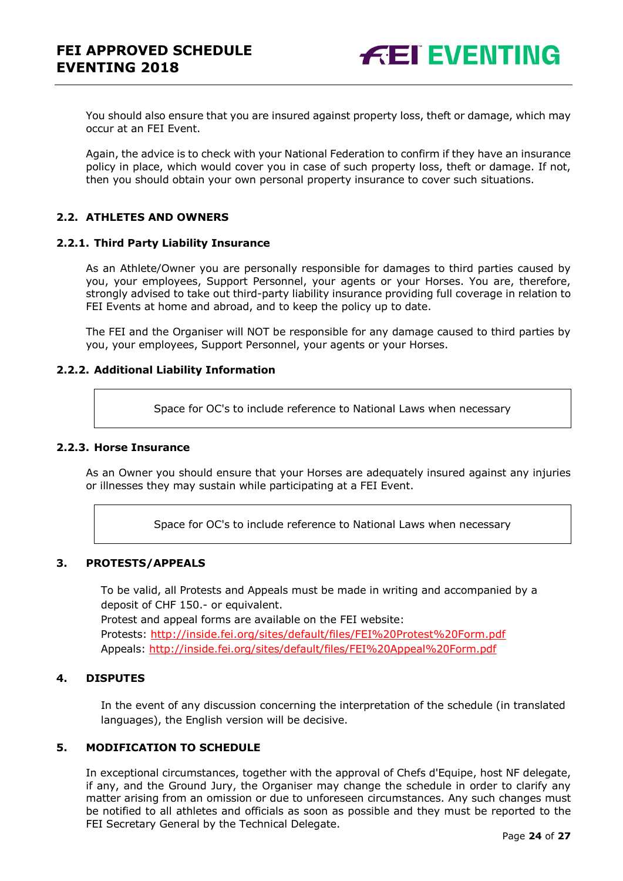You should also ensure that you are insured against property loss, theft or damage, which may occur at an FEI Event.

Again, the advice is to check with your National Federation to confirm if they have an insurance policy in place, which would cover you in case of such property loss, theft or damage. If not, then you should obtain your own personal property insurance to cover such situations.

### 2.2. ATHLETES AND OWNERS

#### 2.2.1. Third Party Liability Insurance

As an Athlete/Owner you are personally responsible for damages to third parties caused by you, your employees, Support Personnel, your agents or your Horses. You are, therefore, strongly advised to take out third-party liability insurance providing full coverage in relation to FEI Events at home and abroad, and to keep the policy up to date.

The FEI and the Organiser will NOT be responsible for any damage caused to third parties by you, your employees, Support Personnel, your agents or your Horses.

#### 2.2.2. Additional Liability Information

| Space for OC's to include reference to National Laws when necessary |
|---|

#### 2.2.3. Horse Insurance

As an Owner you should ensure that your Horses are adequately insured against any injuries or illnesses they may sustain while participating at a FEI Event.

| Space for OC's to include reference to National Laws when necessary |
|---|

## 3. PROTESTS/APPEALS

To be valid, all Protests and Appeals must be made in writing and accompanied by a deposit of CHF 150.- or equivalent.
Protest and appeal forms are available on the FEI website:
Protests: http://inside.fei.org/sites/default/files/FEI%20Protest%20Form.pdf
Appeals: http://inside.fei.org/sites/default/files/FEI%20Appeal%20Form.pdf

## 4. DISPUTES

In the event of any discussion concerning the interpretation of the schedule (in translated languages), the English version will be decisive.

## 5. MODIFICATION TO SCHEDULE

In exceptional circumstances, together with the approval of Chefs d'Equipe, host NF delegate, if any, and the Ground Jury, the Organiser may change the schedule in order to clarify any matter arising from an omission or due to unforeseen circumstances. Any such changes must be notified to all athletes and officials as soon as possible and they must be reported to the FEI Secretary General by the Technical Delegate.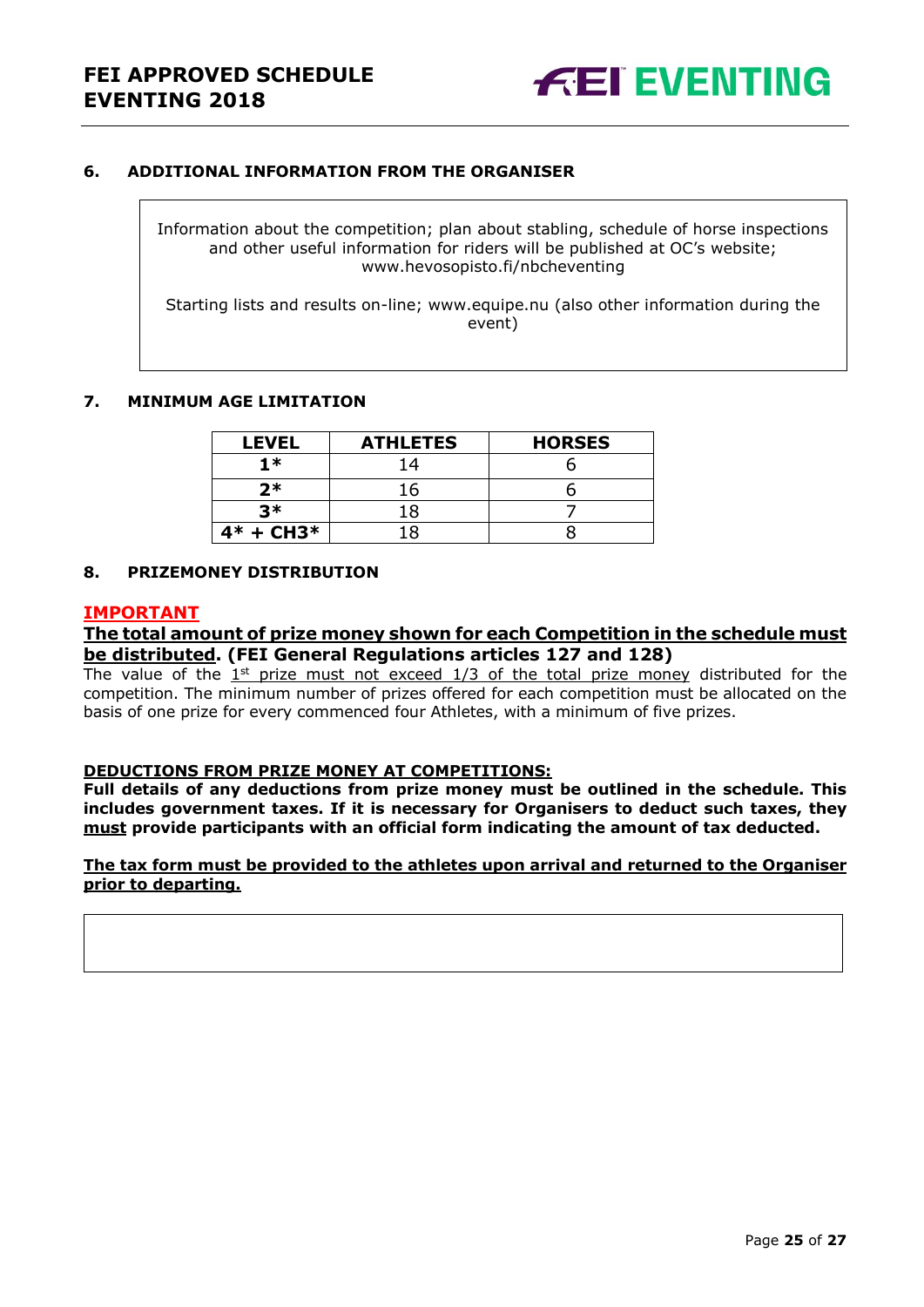## 6. ADDITIONAL INFORMATION FROM THE ORGANISER

Information about the competition; plan about stabling, schedule of horse inspections and other useful information for riders will be published at OC's website; www.hevosopisto.fi/nbcheventing

Starting lists and results on-line; www.equipe.nu (also other information during the event)

## 7. MINIMUM AGE LIMITATION

| LEVEL | ATHLETES | HORSES |
|---|---|---|
| 1* | 14 | 6 |
| 2* | 16 | 6 |
| 3* | 18 | 7 |
| 4* + CH3* | 18 | 8 |

## 8. PRIZEMONEY DISTRIBUTION

**IMPORTANT**

**The total amount of prize money shown for each Competition in the schedule must be distributed. (FEI General Regulations articles 127 and 128)**

The value of the 1st prize must not exceed 1/3 of the total prize money distributed for the competition. The minimum number of prizes offered for each competition must be allocated on the basis of one prize for every commenced four Athletes, with a minimum of five prizes.

**DEDUCTIONS FROM PRIZE MONEY AT COMPETITIONS:**

**Full details of any deductions from prize money must be outlined in the schedule. This includes government taxes. If it is necessary for Organisers to deduct such taxes, they must provide participants with an official form indicating the amount of tax deducted.**

**The tax form must be provided to the athletes upon arrival and returned to the Organiser prior to departing.**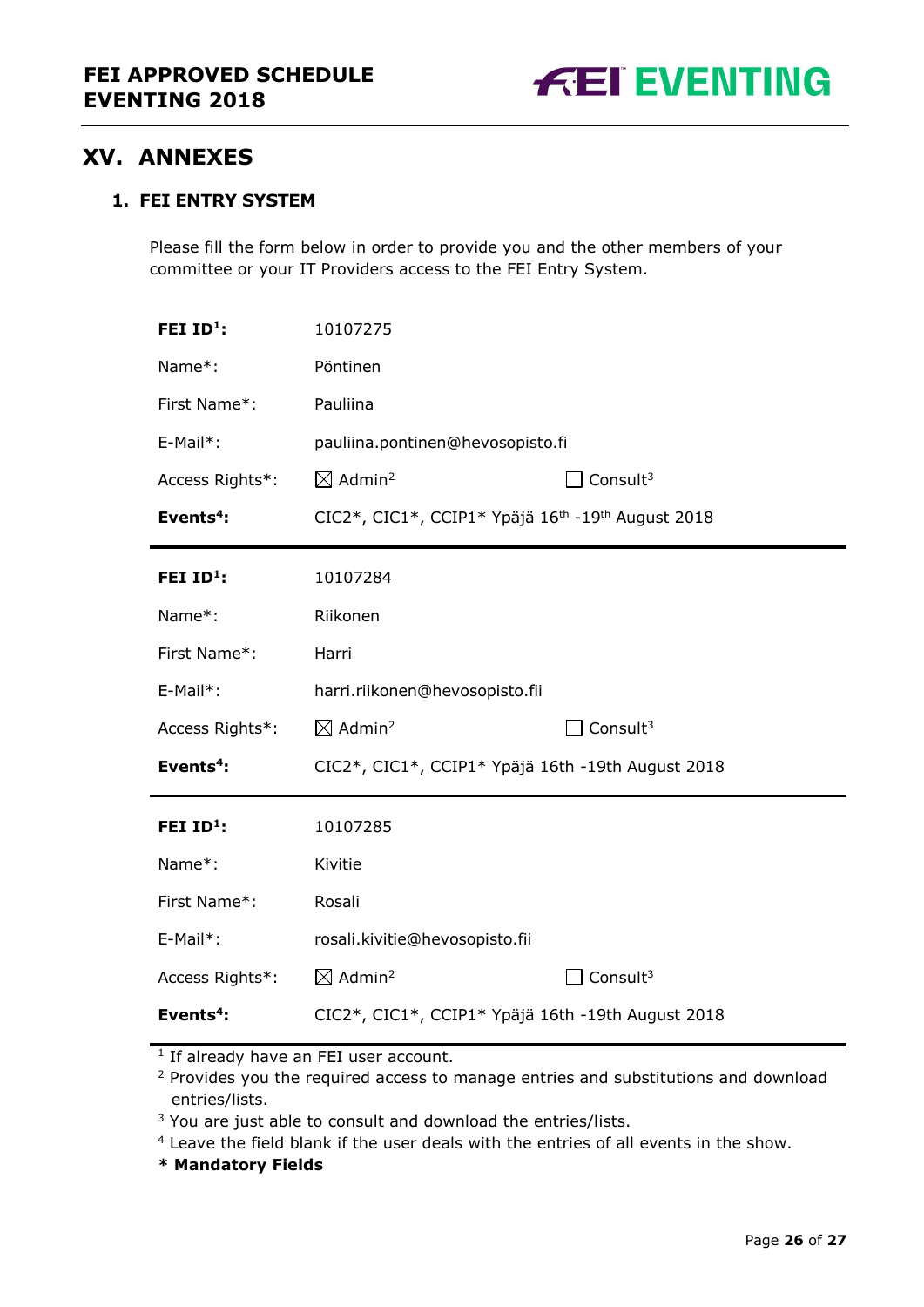## XV. ANNEXES

### 1. FEI ENTRY SYSTEM

Please fill the form below in order to provide you and the other members of your committee or your IT Providers access to the FEI Entry System.

| | | |
|---|---|---|
| **FEI ID[1]:** | 10107275 | |
| Name*: | Pöntinen | |
| First Name*: | Pauliina | |
| E-Mail*: | pauliina.pontinen@hevosopisto.fi | |
| Access Rights*: | ☒ Admin[2] | ☐ Consult[3] |
| **Events[4]:** | CIC2*, CIC1*, CCIP1* Ypäjä 16th -19th August 2018 | |

| | | |
|---|---|---|
| **FEI ID[1]:** | 10107284 | |
| Name*: | Riikonen | |
| First Name*: | Harri | |
| E-Mail*: | harri.riikonen@hevosopisto.fii | |
| Access Rights*: | ☒ Admin[2] | ☐ Consult[3] |
| **Events[4]:** | CIC2*, CIC1*, CCIP1* Ypäjä 16th -19th August 2018 | |

| | | |
|---|---|---|
| **FEI ID[1]:** | 10107285 | |
| Name*: | Kivitie | |
| First Name*: | Rosali | |
| E-Mail*: | rosali.kivitie@hevosopisto.fii | |
| Access Rights*: | ☒ Admin[2] | ☐ Consult[3] |
| **Events[4]:** | CIC2*, CIC1*, CCIP1* Ypäjä 16th -19th August 2018 | |

[1] If already have an FEI user account.

[2] Provides you the required access to manage entries and substitutions and download entries/lists.

[3] You are just able to consult and download the entries/lists.

[4] Leave the field blank if the user deals with the entries of all events in the show.

**\* Mandatory Fields**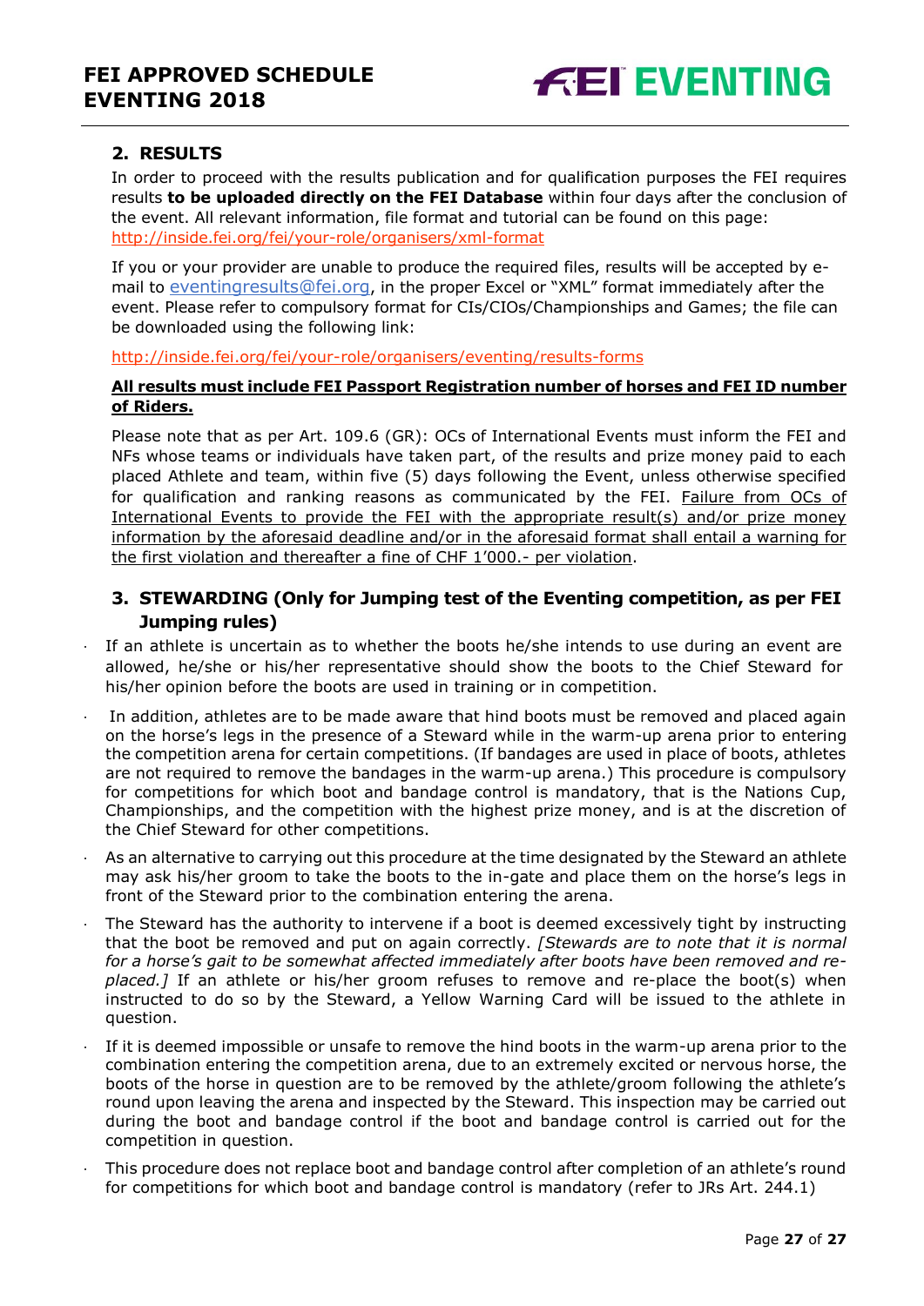## 2. RESULTS

In order to proceed with the results publication and for qualification purposes the FEI requires results **to be uploaded directly on the FEI Database** within four days after the conclusion of the event. All relevant information, file format and tutorial can be found on this page: http://inside.fei.org/fei/your-role/organisers/xml-format

If you or your provider are unable to produce the required files, results will be accepted by e-mail to eventingresults@fei.org, in the proper Excel or "XML" format immediately after the event. Please refer to compulsory format for CIs/CIOs/Championships and Games; the file can be downloaded using the following link:

http://inside.fei.org/fei/your-role/organisers/eventing/results-forms

**All results must include FEI Passport Registration number of horses and FEI ID number of Riders.**

Please note that as per Art. 109.6 (GR): OCs of International Events must inform the FEI and NFs whose teams or individuals have taken part, of the results and prize money paid to each placed Athlete and team, within five (5) days following the Event, unless otherwise specified for qualification and ranking reasons as communicated by the FEI. Failure from OCs of International Events to provide the FEI with the appropriate result(s) and/or prize money information by the aforesaid deadline and/or in the aforesaid format shall entail a warning for the first violation and thereafter a fine of CHF 1'000.- per violation.

## 3. STEWARDING (Only for Jumping test of the Eventing competition, as per FEI Jumping rules)

- If an athlete is uncertain as to whether the boots he/she intends to use during an event are allowed, he/she or his/her representative should show the boots to the Chief Steward for his/her opinion before the boots are used in training or in competition.
- In addition, athletes are to be made aware that hind boots must be removed and placed again on the horse's legs in the presence of a Steward while in the warm-up arena prior to entering the competition arena for certain competitions. (If bandages are used in place of boots, athletes are not required to remove the bandages in the warm-up arena.) This procedure is compulsory for competitions for which boot and bandage control is mandatory, that is the Nations Cup, Championships, and the competition with the highest prize money, and is at the discretion of the Chief Steward for other competitions.
- As an alternative to carrying out this procedure at the time designated by the Steward an athlete may ask his/her groom to take the boots to the in-gate and place them on the horse's legs in front of the Steward prior to the combination entering the arena.
- The Steward has the authority to intervene if a boot is deemed excessively tight by instructing that the boot be removed and put on again correctly. *[Stewards are to note that it is normal for a horse's gait to be somewhat affected immediately after boots have been removed and re-placed.]* If an athlete or his/her groom refuses to remove and re-place the boot(s) when instructed to do so by the Steward, a Yellow Warning Card will be issued to the athlete in question.
- If it is deemed impossible or unsafe to remove the hind boots in the warm-up arena prior to the combination entering the competition arena, due to an extremely excited or nervous horse, the boots of the horse in question are to be removed by the athlete/groom following the athlete's round upon leaving the arena and inspected by the Steward. This inspection may be carried out during the boot and bandage control if the boot and bandage control is carried out for the competition in question.
- This procedure does not replace boot and bandage control after completion of an athlete's round for competitions for which boot and bandage control is mandatory (refer to JRs Art. 244.1)